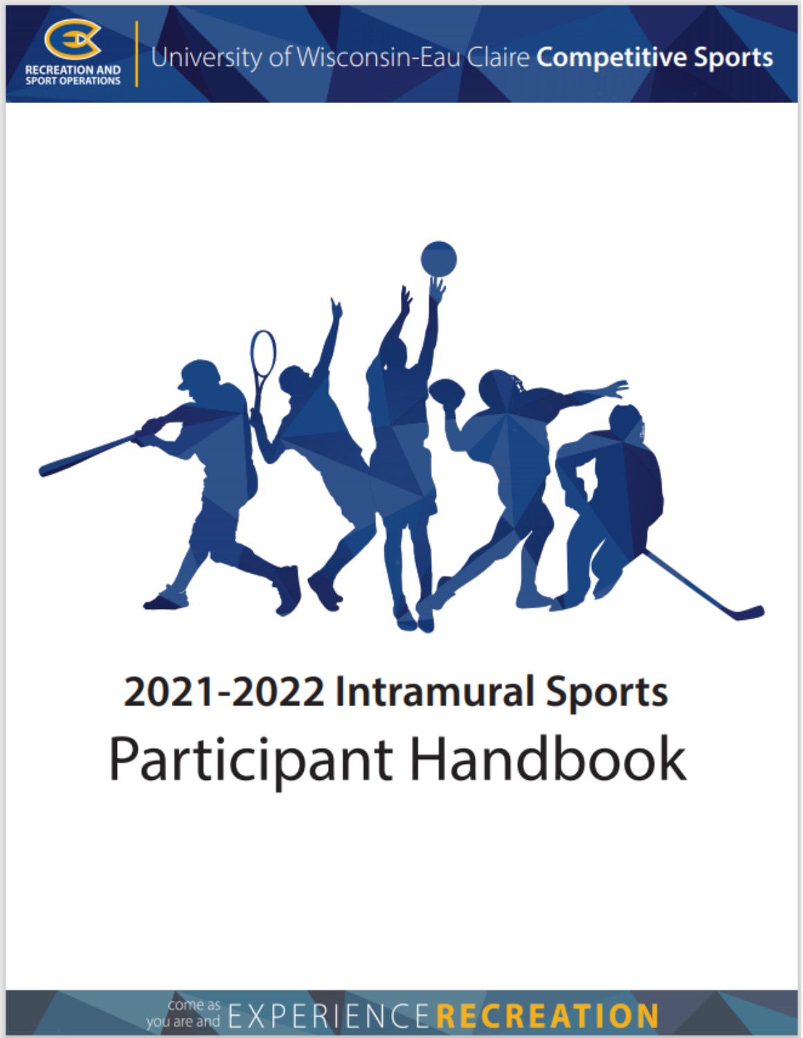RECREATION AND SPORT OPERATIONS

University of Wisconsin-Eau Claire **Competitive Sports**

# 2021-2022 Intramural Sports

# Participant Handbook

come as you are and EXPERIENCE **RECREATION**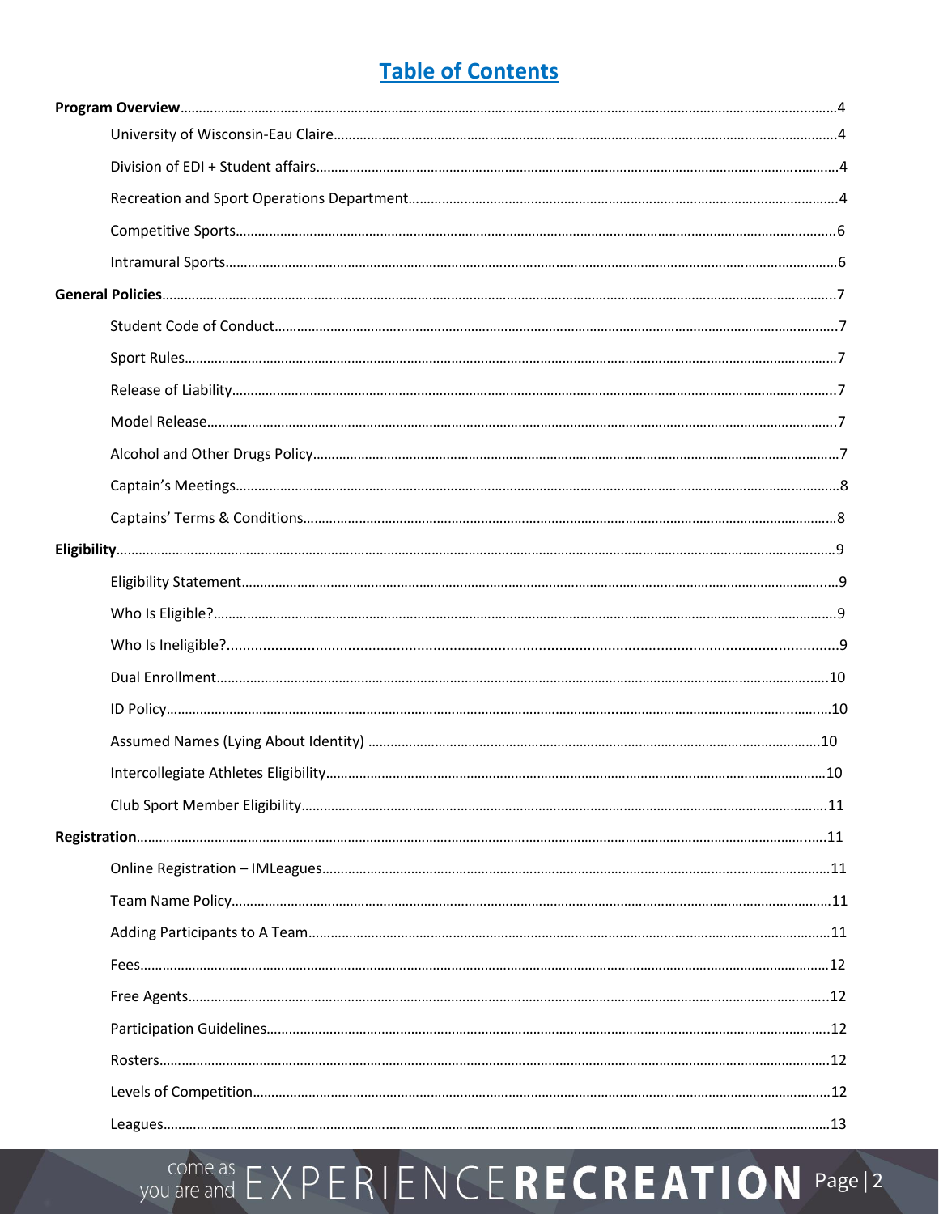# Table of Contents

**Program Overview**....................4

- University of Wisconsin-Eau Claire....................4
- Division of EDI + Student affairs....................4
- Recreation and Sport Operations Department....................4
- Competitive Sports....................6
- Intramural Sports....................6

**General Policies**....................7

- Student Code of Conduct....................7
- Sport Rules....................7
- Release of Liability....................7
- Model Release....................7
- Alcohol and Other Drugs Policy....................7
- Captain's Meetings....................8
- Captains' Terms & Conditions....................8

**Eligibility**....................9

- Eligibility Statement....................9
- Who Is Eligible?....................9
- Who Is Ineligible?....................9
- Dual Enrollment....................10
- ID Policy....................10
- Assumed Names (Lying About Identity)....................10
- Intercollegiate Athletes Eligibility....................10
- Club Sport Member Eligibility....................11

**Registration**....................11

- Online Registration – IMLeagues....................11
- Team Name Policy....................11
- Adding Participants to A Team....................11
- Fees....................12
- Free Agents....................12
- Participation Guidelines....................12
- Rosters....................12
- Levels of Competition....................12
- Leagues....................13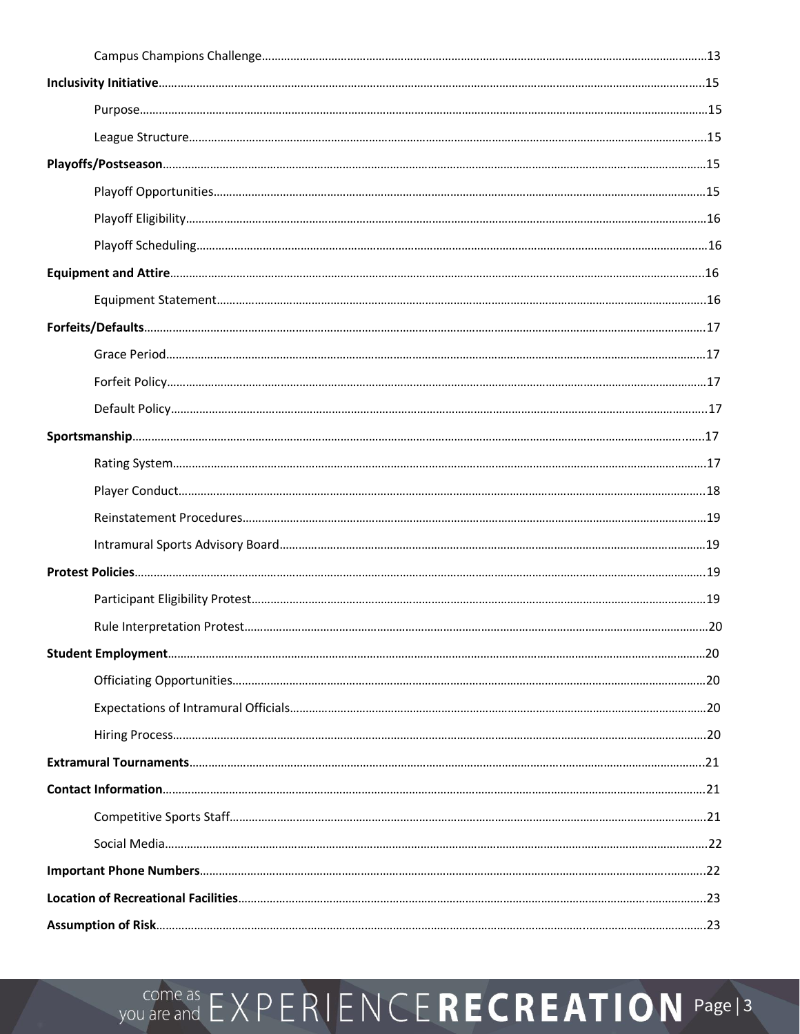Campus Champions Challenge............13

**Inclusivity Initiative**............15

Purpose............15

League Structure............15

**Playoffs/Postseason**............15

Playoff Opportunities............15

Playoff Eligibility............16

Playoff Scheduling............16

**Equipment and Attire**............16

Equipment Statement............16

**Forfeits/Defaults**............17

Grace Period............17

Forfeit Policy............17

Default Policy............17

**Sportsmanship**............17

Rating System............17

Player Conduct............18

Reinstatement Procedures............19

Intramural Sports Advisory Board............19

**Protest Policies**............19

Participant Eligibility Protest............19

Rule Interpretation Protest............20

**Student Employment**............20

Officiating Opportunities............20

Expectations of Intramural Officials............20

Hiring Process............20

**Extramural Tournaments**............21

**Contact Information**............21

Competitive Sports Staff............21

Social Media............22

**Important Phone Numbers**............22

**Location of Recreational Facilities**............23

**Assumption of Risk**............23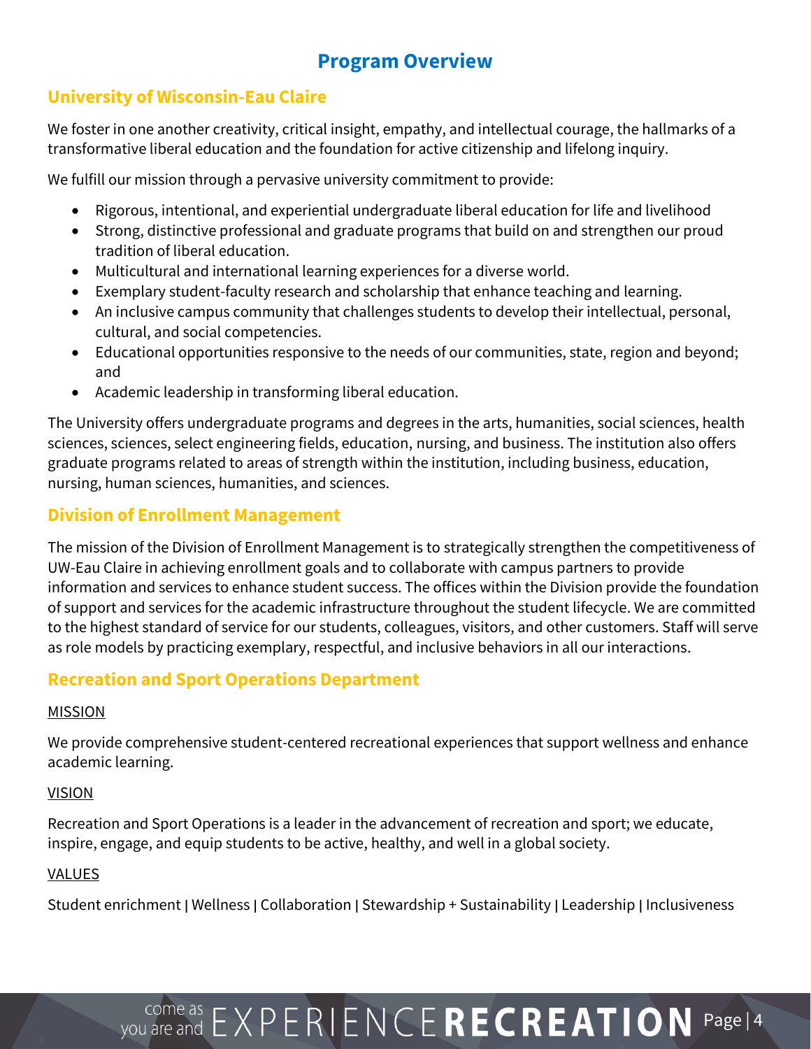# Program Overview

## University of Wisconsin-Eau Claire

We foster in one another creativity, critical insight, empathy, and intellectual courage, the hallmarks of a transformative liberal education and the foundation for active citizenship and lifelong inquiry.

We fulfill our mission through a pervasive university commitment to provide:

- Rigorous, intentional, and experiential undergraduate liberal education for life and livelihood
- Strong, distinctive professional and graduate programs that build on and strengthen our proud tradition of liberal education.
- Multicultural and international learning experiences for a diverse world.
- Exemplary student-faculty research and scholarship that enhance teaching and learning.
- An inclusive campus community that challenges students to develop their intellectual, personal, cultural, and social competencies.
- Educational opportunities responsive to the needs of our communities, state, region and beyond; and
- Academic leadership in transforming liberal education.

The University offers undergraduate programs and degrees in the arts, humanities, social sciences, health sciences, sciences, select engineering fields, education, nursing, and business. The institution also offers graduate programs related to areas of strength within the institution, including business, education, nursing, human sciences, humanities, and sciences.

## Division of Enrollment Management

The mission of the Division of Enrollment Management is to strategically strengthen the competitiveness of UW-Eau Claire in achieving enrollment goals and to collaborate with campus partners to provide information and services to enhance student success. The offices within the Division provide the foundation of support and services for the academic infrastructure throughout the student lifecycle. We are committed to the highest standard of service for our students, colleagues, visitors, and other customers. Staff will serve as role models by practicing exemplary, respectful, and inclusive behaviors in all our interactions.

## Recreation and Sport Operations Department

MISSION

We provide comprehensive student-centered recreational experiences that support wellness and enhance academic learning.

VISION

Recreation and Sport Operations is a leader in the advancement of recreation and sport; we educate, inspire, engage, and equip students to be active, healthy, and well in a global society.

VALUES

Student enrichment | Wellness | Collaboration | Stewardship + Sustainability | Leadership | Inclusiveness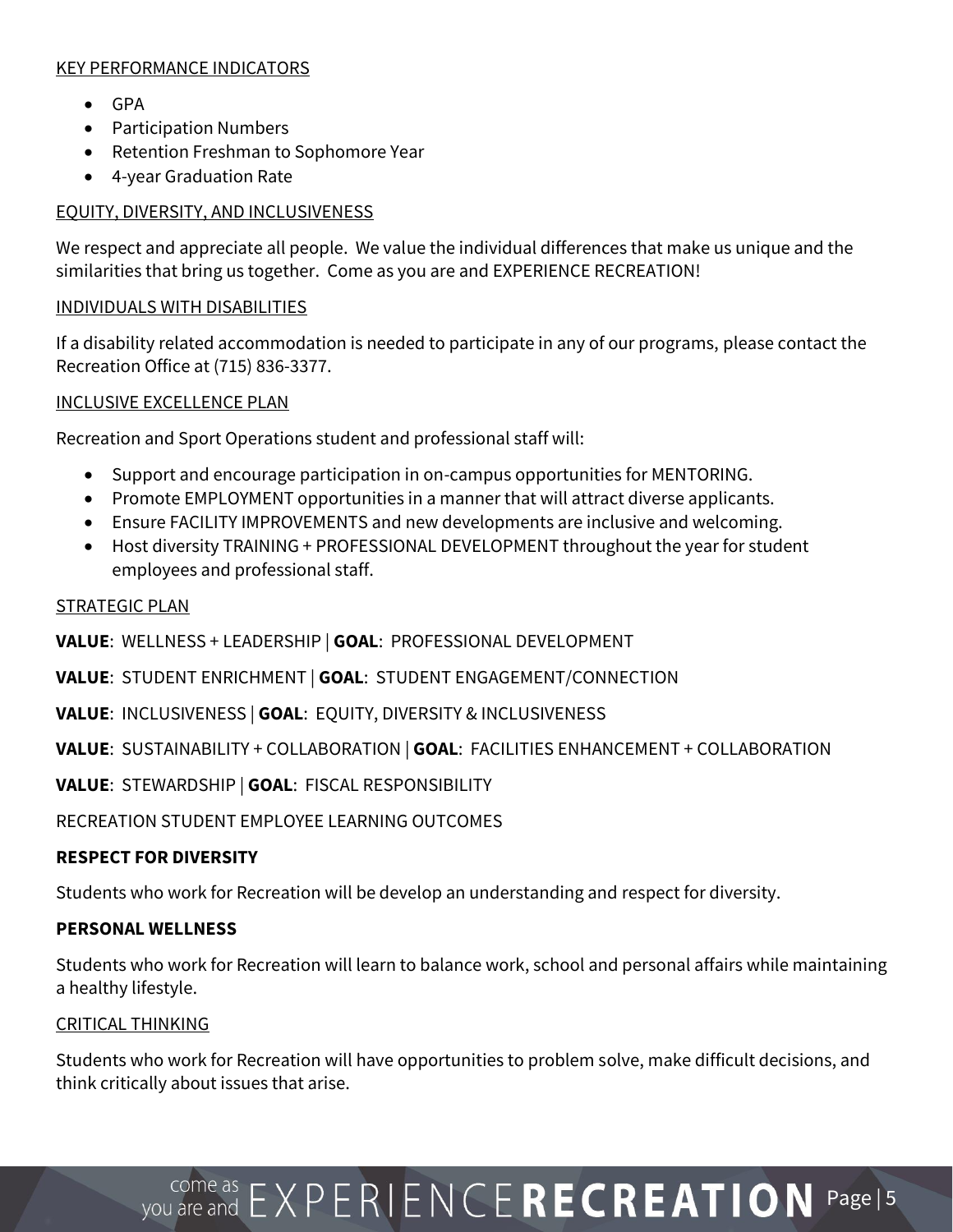## KEY PERFORMANCE INDICATORS

- GPA
- Participation Numbers
- Retention Freshman to Sophomore Year
- 4-year Graduation Rate

## EQUITY, DIVERSITY, AND INCLUSIVENESS

We respect and appreciate all people. We value the individual differences that make us unique and the similarities that bring us together. Come as you are and EXPERIENCE RECREATION!

## INDIVIDUALS WITH DISABILITIES

If a disability related accommodation is needed to participate in any of our programs, please contact the Recreation Office at (715) 836-3377.

## INCLUSIVE EXCELLENCE PLAN

Recreation and Sport Operations student and professional staff will:

- Support and encourage participation in on-campus opportunities for MENTORING.
- Promote EMPLOYMENT opportunities in a manner that will attract diverse applicants.
- Ensure FACILITY IMPROVEMENTS and new developments are inclusive and welcoming.
- Host diversity TRAINING + PROFESSIONAL DEVELOPMENT throughout the year for student employees and professional staff.

## STRATEGIC PLAN

**VALUE**: WELLNESS + LEADERSHIP | **GOAL**: PROFESSIONAL DEVELOPMENT

**VALUE**: STUDENT ENRICHMENT | **GOAL**: STUDENT ENGAGEMENT/CONNECTION

**VALUE**: INCLUSIVENESS | **GOAL**: EQUITY, DIVERSITY & INCLUSIVENESS

**VALUE**: SUSTAINABILITY + COLLABORATION | **GOAL**: FACILITIES ENHANCEMENT + COLLABORATION

**VALUE**: STEWARDSHIP | **GOAL**: FISCAL RESPONSIBILITY

RECREATION STUDENT EMPLOYEE LEARNING OUTCOMES

### RESPECT FOR DIVERSITY

Students who work for Recreation will be develop an understanding and respect for diversity.

### PERSONAL WELLNESS

Students who work for Recreation will learn to balance work, school and personal affairs while maintaining a healthy lifestyle.

## CRITICAL THINKING

Students who work for Recreation will have opportunities to problem solve, make difficult decisions, and think critically about issues that arise.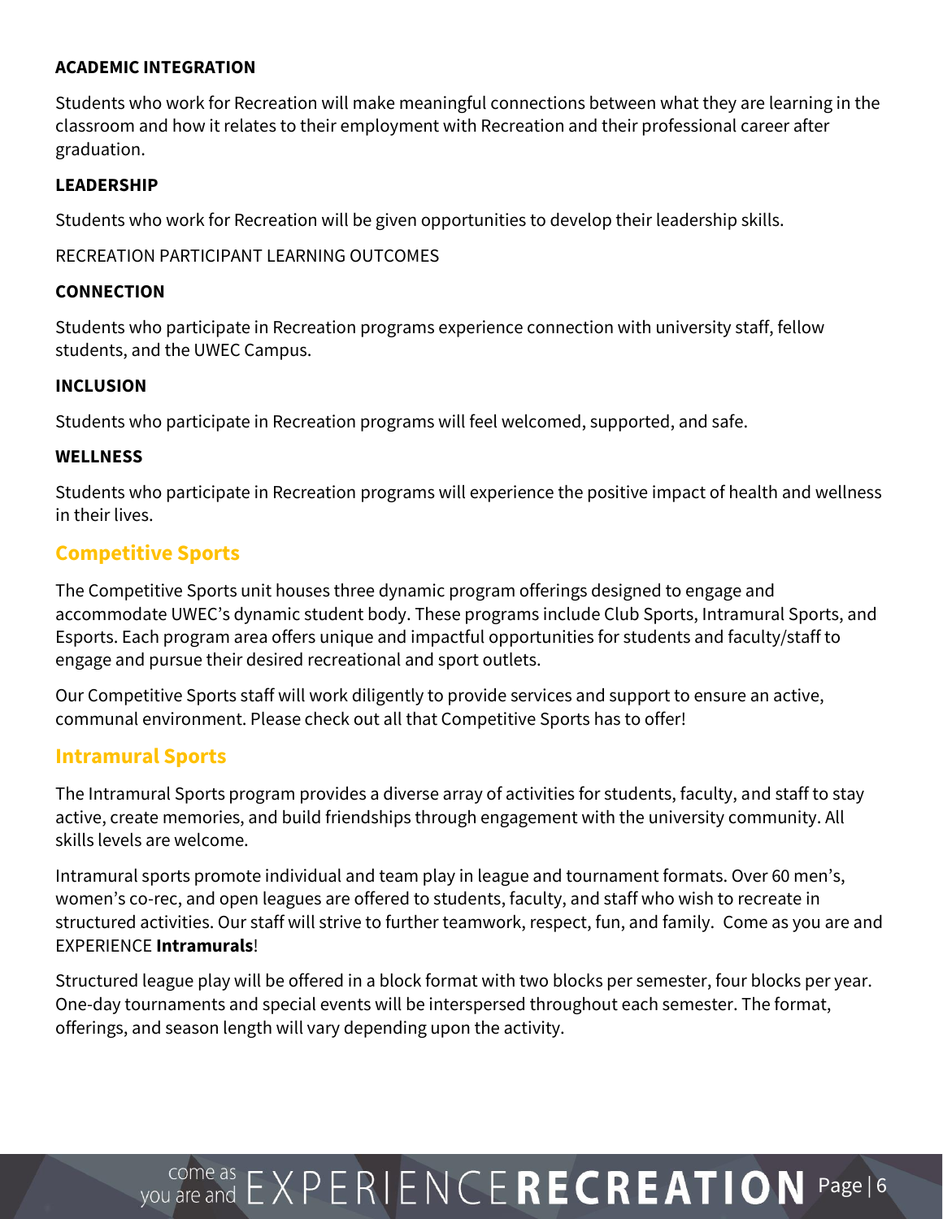**ACADEMIC INTEGRATION**

Students who work for Recreation will make meaningful connections between what they are learning in the classroom and how it relates to their employment with Recreation and their professional career after graduation.

**LEADERSHIP**

Students who work for Recreation will be given opportunities to develop their leadership skills.

RECREATION PARTICIPANT LEARNING OUTCOMES

**CONNECTION**

Students who participate in Recreation programs experience connection with university staff, fellow students, and the UWEC Campus.

**INCLUSION**

Students who participate in Recreation programs will feel welcomed, supported, and safe.

**WELLNESS**

Students who participate in Recreation programs will experience the positive impact of health and wellness in their lives.

## Competitive Sports

The Competitive Sports unit houses three dynamic program offerings designed to engage and accommodate UWEC's dynamic student body. These programs include Club Sports, Intramural Sports, and Esports. Each program area offers unique and impactful opportunities for students and faculty/staff to engage and pursue their desired recreational and sport outlets.

Our Competitive Sports staff will work diligently to provide services and support to ensure an active, communal environment. Please check out all that Competitive Sports has to offer!

## Intramural Sports

The Intramural Sports program provides a diverse array of activities for students, faculty, and staff to stay active, create memories, and build friendships through engagement with the university community. All skills levels are welcome.

Intramural sports promote individual and team play in league and tournament formats. Over 60 men's, women's co-rec, and open leagues are offered to students, faculty, and staff who wish to recreate in structured activities. Our staff will strive to further teamwork, respect, fun, and family. Come as you are and EXPERIENCE **Intramurals**!

Structured league play will be offered in a block format with two blocks per semester, four blocks per year. One-day tournaments and special events will be interspersed throughout each semester. The format, offerings, and season length will vary depending upon the activity.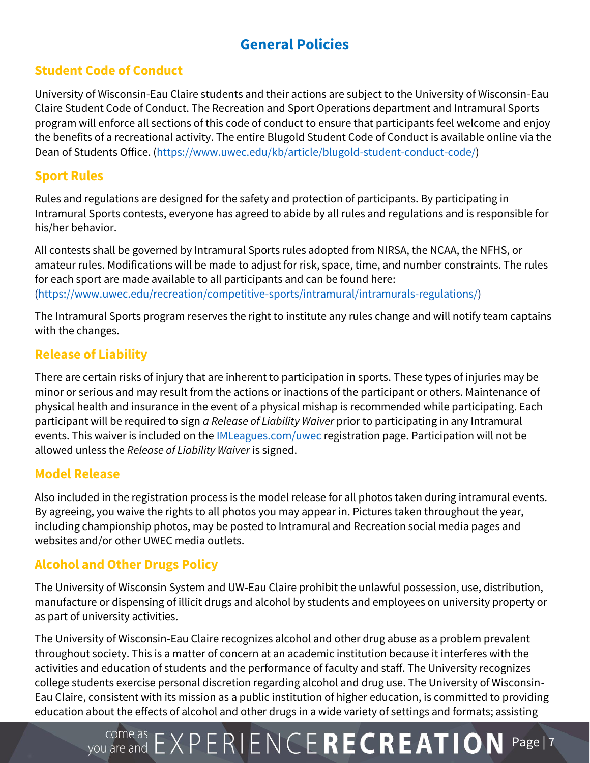# General Policies

## Student Code of Conduct

University of Wisconsin-Eau Claire students and their actions are subject to the University of Wisconsin-Eau Claire Student Code of Conduct. The Recreation and Sport Operations department and Intramural Sports program will enforce all sections of this code of conduct to ensure that participants feel welcome and enjoy the benefits of a recreational activity. The entire Blugold Student Code of Conduct is available online via the Dean of Students Office. (https://www.uwec.edu/kb/article/blugold-student-conduct-code/)

## Sport Rules

Rules and regulations are designed for the safety and protection of participants. By participating in Intramural Sports contests, everyone has agreed to abide by all rules and regulations and is responsible for his/her behavior.

All contests shall be governed by Intramural Sports rules adopted from NIRSA, the NCAA, the NFHS, or amateur rules. Modifications will be made to adjust for risk, space, time, and number constraints. The rules for each sport are made available to all participants and can be found here: (https://www.uwec.edu/recreation/competitive-sports/intramural/intramurals-regulations/)

The Intramural Sports program reserves the right to institute any rules change and will notify team captains with the changes.

## Release of Liability

There are certain risks of injury that are inherent to participation in sports. These types of injuries may be minor or serious and may result from the actions or inactions of the participant or others. Maintenance of physical health and insurance in the event of a physical mishap is recommended while participating. Each participant will be required to sign *a Release of Liability Waiver* prior to participating in any Intramural events. This waiver is included on the IMLeagues.com/uwec registration page. Participation will not be allowed unless the *Release of Liability Waiver* is signed.

## Model Release

Also included in the registration process is the model release for all photos taken during intramural events. By agreeing, you waive the rights to all photos you may appear in. Pictures taken throughout the year, including championship photos, may be posted to Intramural and Recreation social media pages and websites and/or other UWEC media outlets.

## Alcohol and Other Drugs Policy

The University of Wisconsin System and UW-Eau Claire prohibit the unlawful possession, use, distribution, manufacture or dispensing of illicit drugs and alcohol by students and employees on university property or as part of university activities.

The University of Wisconsin-Eau Claire recognizes alcohol and other drug abuse as a problem prevalent throughout society. This is a matter of concern at an academic institution because it interferes with the activities and education of students and the performance of faculty and staff. The University recognizes college students exercise personal discretion regarding alcohol and drug use. The University of Wisconsin-Eau Claire, consistent with its mission as a public institution of higher education, is committed to providing education about the effects of alcohol and other drugs in a wide variety of settings and formats; assisting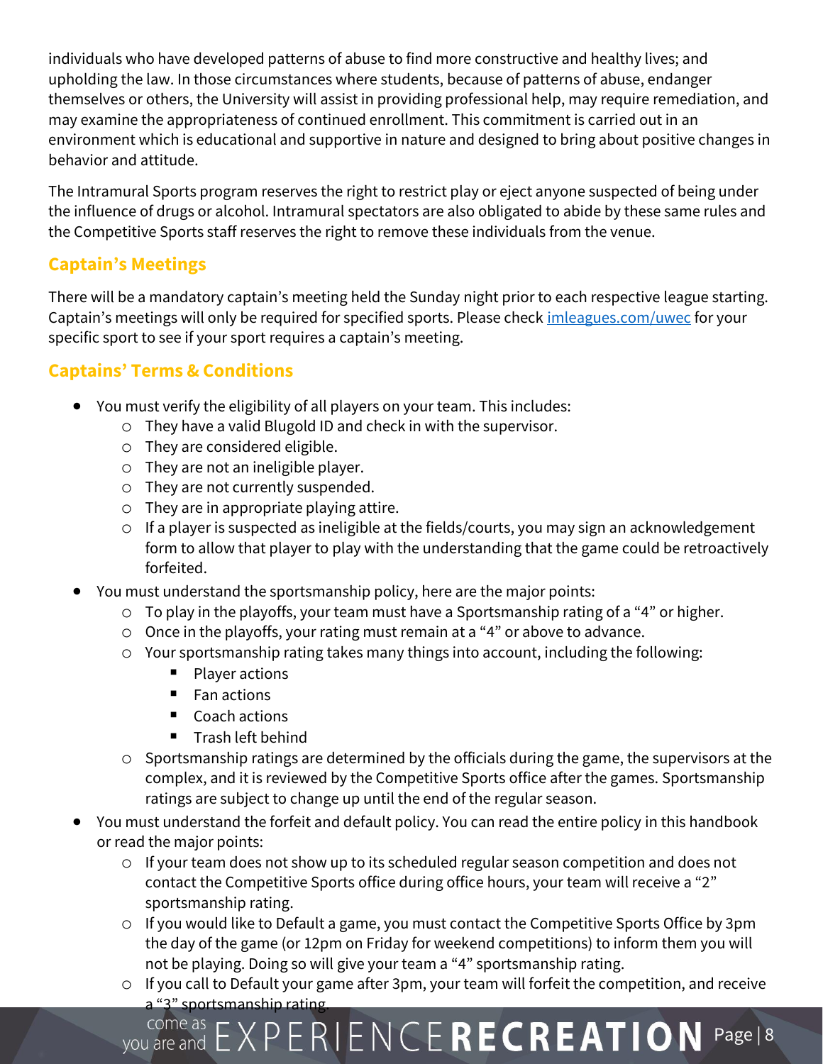individuals who have developed patterns of abuse to find more constructive and healthy lives; and upholding the law. In those circumstances where students, because of patterns of abuse, endanger themselves or others, the University will assist in providing professional help, may require remediation, and may examine the appropriateness of continued enrollment. This commitment is carried out in an environment which is educational and supportive in nature and designed to bring about positive changes in behavior and attitude.

The Intramural Sports program reserves the right to restrict play or eject anyone suspected of being under the influence of drugs or alcohol. Intramural spectators are also obligated to abide by these same rules and the Competitive Sports staff reserves the right to remove these individuals from the venue.

## Captain's Meetings

There will be a mandatory captain's meeting held the Sunday night prior to each respective league starting. Captain's meetings will only be required for specified sports. Please check [imleagues.com/uwec](imleagues.com/uwec) for your specific sport to see if your sport requires a captain's meeting.

## Captains' Terms & Conditions

- You must verify the eligibility of all players on your team. This includes:
  - They have a valid Blugold ID and check in with the supervisor.
  - They are considered eligible.
  - They are not an ineligible player.
  - They are not currently suspended.
  - They are in appropriate playing attire.
  - If a player is suspected as ineligible at the fields/courts, you may sign an acknowledgement form to allow that player to play with the understanding that the game could be retroactively forfeited.
- You must understand the sportsmanship policy, here are the major points:
  - To play in the playoffs, your team must have a Sportsmanship rating of a "4" or higher.
  - Once in the playoffs, your rating must remain at a "4" or above to advance.
  - Your sportsmanship rating takes many things into account, including the following:
    - Player actions
    - Fan actions
    - Coach actions
    - Trash left behind
  - Sportsmanship ratings are determined by the officials during the game, the supervisors at the complex, and it is reviewed by the Competitive Sports office after the games. Sportsmanship ratings are subject to change up until the end of the regular season.
- You must understand the forfeit and default policy. You can read the entire policy in this handbook or read the major points:
  - If your team does not show up to its scheduled regular season competition and does not contact the Competitive Sports office during office hours, your team will receive a "2" sportsmanship rating.
  - If you would like to Default a game, you must contact the Competitive Sports Office by 3pm the day of the game (or 12pm on Friday for weekend competitions) to inform them you will not be playing. Doing so will give your team a "4" sportsmanship rating.
  - If you call to Default your game after 3pm, your team will forfeit the competition, and receive a "3" sportsmanship rating.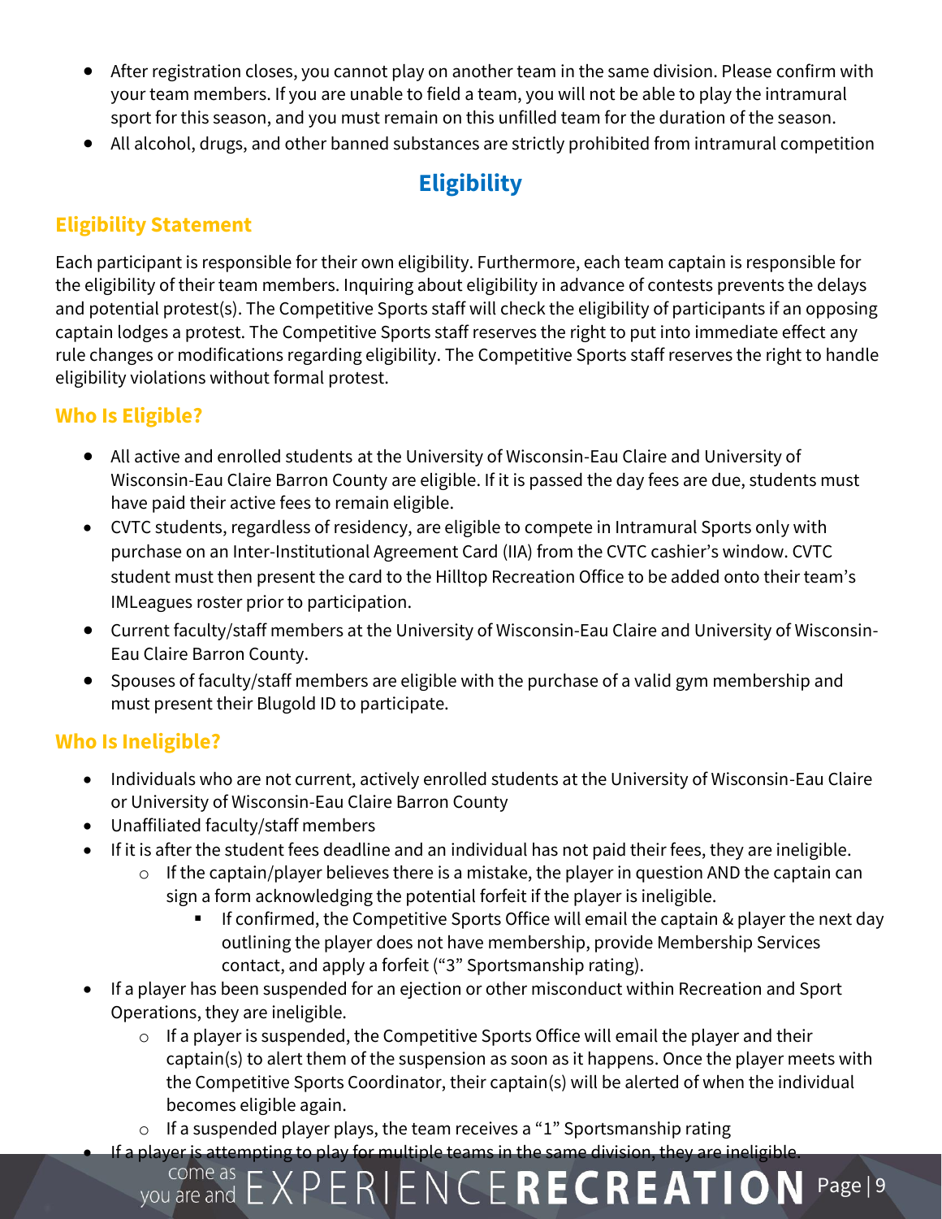- After registration closes, you cannot play on another team in the same division. Please confirm with your team members. If you are unable to field a team, you will not be able to play the intramural sport for this season, and you must remain on this unfilled team for the duration of the season.
- All alcohol, drugs, and other banned substances are strictly prohibited from intramural competition

# Eligibility

## Eligibility Statement

Each participant is responsible for their own eligibility. Furthermore, each team captain is responsible for the eligibility of their team members. Inquiring about eligibility in advance of contests prevents the delays and potential protest(s). The Competitive Sports staff will check the eligibility of participants if an opposing captain lodges a protest. The Competitive Sports staff reserves the right to put into immediate effect any rule changes or modifications regarding eligibility. The Competitive Sports staff reserves the right to handle eligibility violations without formal protest.

## Who Is Eligible?

- All active and enrolled students at the University of Wisconsin-Eau Claire and University of Wisconsin-Eau Claire Barron County are eligible. If it is passed the day fees are due, students must have paid their active fees to remain eligible.
- CVTC students, regardless of residency, are eligible to compete in Intramural Sports only with purchase on an Inter-Institutional Agreement Card (IIA) from the CVTC cashier's window. CVTC student must then present the card to the Hilltop Recreation Office to be added onto their team's IMLeagues roster prior to participation.
- Current faculty/staff members at the University of Wisconsin-Eau Claire and University of Wisconsin-Eau Claire Barron County.
- Spouses of faculty/staff members are eligible with the purchase of a valid gym membership and must present their Blugold ID to participate.

## Who Is Ineligible?

- Individuals who are not current, actively enrolled students at the University of Wisconsin-Eau Claire or University of Wisconsin-Eau Claire Barron County
- Unaffiliated faculty/staff members
- If it is after the student fees deadline and an individual has not paid their fees, they are ineligible.
  - If the captain/player believes there is a mistake, the player in question AND the captain can sign a form acknowledging the potential forfeit if the player is ineligible.
    - If confirmed, the Competitive Sports Office will email the captain & player the next day outlining the player does not have membership, provide Membership Services contact, and apply a forfeit ("3" Sportsmanship rating).
- If a player has been suspended for an ejection or other misconduct within Recreation and Sport Operations, they are ineligible.
  - If a player is suspended, the Competitive Sports Office will email the player and their captain(s) to alert them of the suspension as soon as it happens. Once the player meets with the Competitive Sports Coordinator, their captain(s) will be alerted of when the individual becomes eligible again.
  - If a suspended player plays, the team receives a "1" Sportsmanship rating
- If a player is attempting to play for multiple teams in the same division, they are ineligible.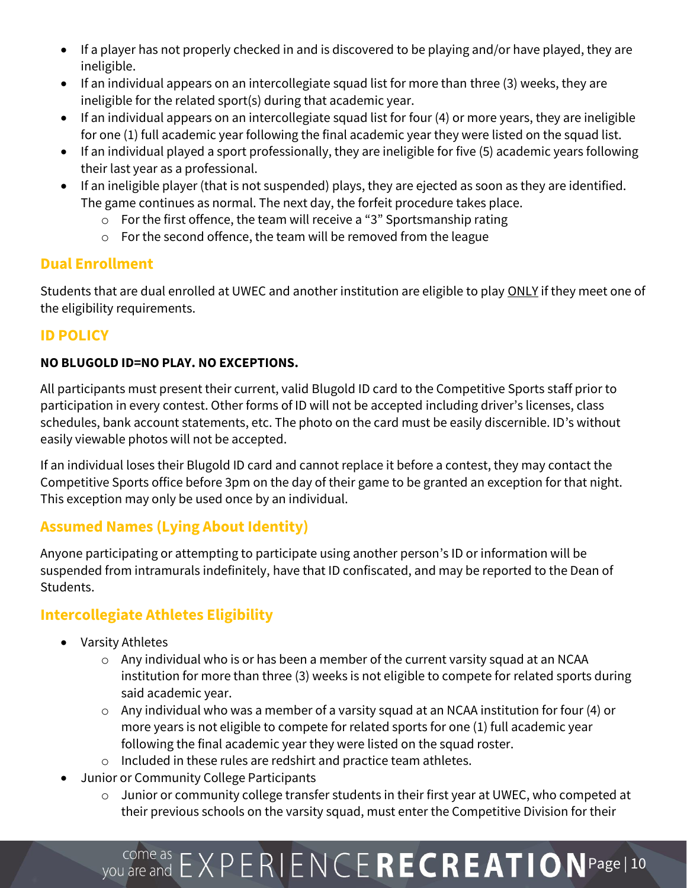- If a player has not properly checked in and is discovered to be playing and/or have played, they are ineligible.
- If an individual appears on an intercollegiate squad list for more than three (3) weeks, they are ineligible for the related sport(s) during that academic year.
- If an individual appears on an intercollegiate squad list for four (4) or more years, they are ineligible for one (1) full academic year following the final academic year they were listed on the squad list.
- If an individual played a sport professionally, they are ineligible for five (5) academic years following their last year as a professional.
- If an ineligible player (that is not suspended) plays, they are ejected as soon as they are identified. The game continues as normal. The next day, the forfeit procedure takes place.
  - For the first offence, the team will receive a "3" Sportsmanship rating
  - For the second offence, the team will be removed from the league

## Dual Enrollment

Students that are dual enrolled at UWEC and another institution are eligible to play ONLY if they meet one of the eligibility requirements.

## ID POLICY

**NO BLUGOLD ID=NO PLAY. NO EXCEPTIONS.**

All participants must present their current, valid Blugold ID card to the Competitive Sports staff prior to participation in every contest. Other forms of ID will not be accepted including driver's licenses, class schedules, bank account statements, etc. The photo on the card must be easily discernible. ID's without easily viewable photos will not be accepted.

If an individual loses their Blugold ID card and cannot replace it before a contest, they may contact the Competitive Sports office before 3pm on the day of their game to be granted an exception for that night. This exception may only be used once by an individual.

## Assumed Names (Lying About Identity)

Anyone participating or attempting to participate using another person's ID or information will be suspended from intramurals indefinitely, have that ID confiscated, and may be reported to the Dean of Students.

## Intercollegiate Athletes Eligibility

- Varsity Athletes
  - Any individual who is or has been a member of the current varsity squad at an NCAA institution for more than three (3) weeks is not eligible to compete for related sports during said academic year.
  - Any individual who was a member of a varsity squad at an NCAA institution for four (4) or more years is not eligible to compete for related sports for one (1) full academic year following the final academic year they were listed on the squad roster.
  - Included in these rules are redshirt and practice team athletes.
- Junior or Community College Participants
  - Junior or community college transfer students in their first year at UWEC, who competed at their previous schools on the varsity squad, must enter the Competitive Division for their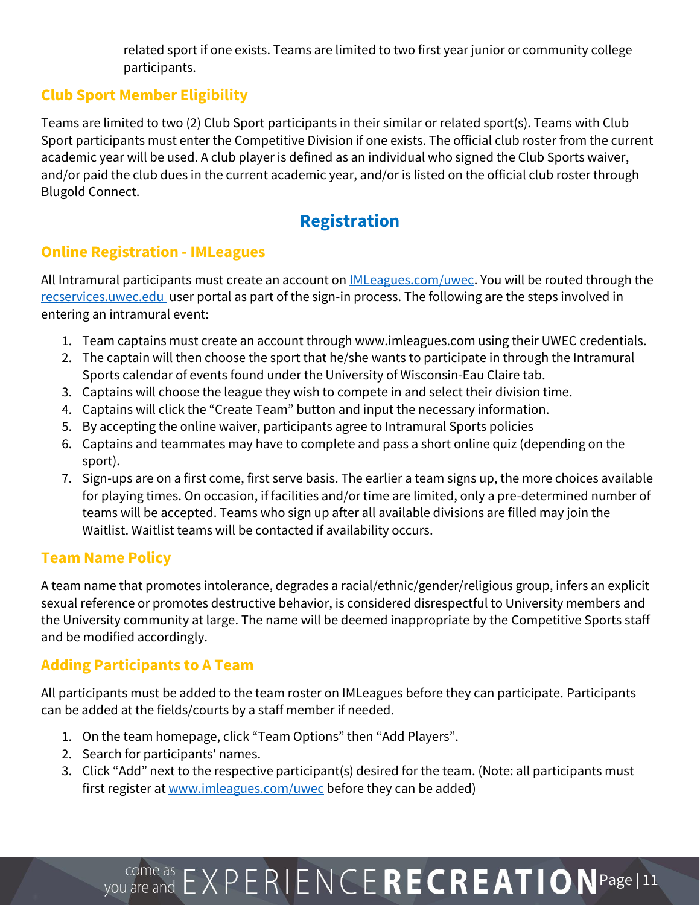related sport if one exists. Teams are limited to two first year junior or community college participants.

### Club Sport Member Eligibility

Teams are limited to two (2) Club Sport participants in their similar or related sport(s). Teams with Club Sport participants must enter the Competitive Division if one exists. The official club roster from the current academic year will be used. A club player is defined as an individual who signed the Club Sports waiver, and/or paid the club dues in the current academic year, and/or is listed on the official club roster through Blugold Connect.

## Registration

### Online Registration - IMLeagues

All Intramural participants must create an account on IMLeagues.com/uwec. You will be routed through the recservices.uwec.edu user portal as part of the sign-in process. The following are the steps involved in entering an intramural event:

1. Team captains must create an account through www.imleagues.com using their UWEC credentials.
2. The captain will then choose the sport that he/she wants to participate in through the Intramural Sports calendar of events found under the University of Wisconsin-Eau Claire tab.
3. Captains will choose the league they wish to compete in and select their division time.
4. Captains will click the "Create Team" button and input the necessary information.
5. By accepting the online waiver, participants agree to Intramural Sports policies
6. Captains and teammates may have to complete and pass a short online quiz (depending on the sport).
7. Sign-ups are on a first come, first serve basis. The earlier a team signs up, the more choices available for playing times. On occasion, if facilities and/or time are limited, only a pre-determined number of teams will be accepted. Teams who sign up after all available divisions are filled may join the Waitlist. Waitlist teams will be contacted if availability occurs.

### Team Name Policy

A team name that promotes intolerance, degrades a racial/ethnic/gender/religious group, infers an explicit sexual reference or promotes destructive behavior, is considered disrespectful to University members and the University community at large. The name will be deemed inappropriate by the Competitive Sports staff and be modified accordingly.

### Adding Participants to A Team

All participants must be added to the team roster on IMLeagues before they can participate. Participants can be added at the fields/courts by a staff member if needed.

1. On the team homepage, click "Team Options" then "Add Players".
2. Search for participants' names.
3. Click "Add" next to the respective participant(s) desired for the team. (Note: all participants must first register at www.imleagues.com/uwec before they can be added)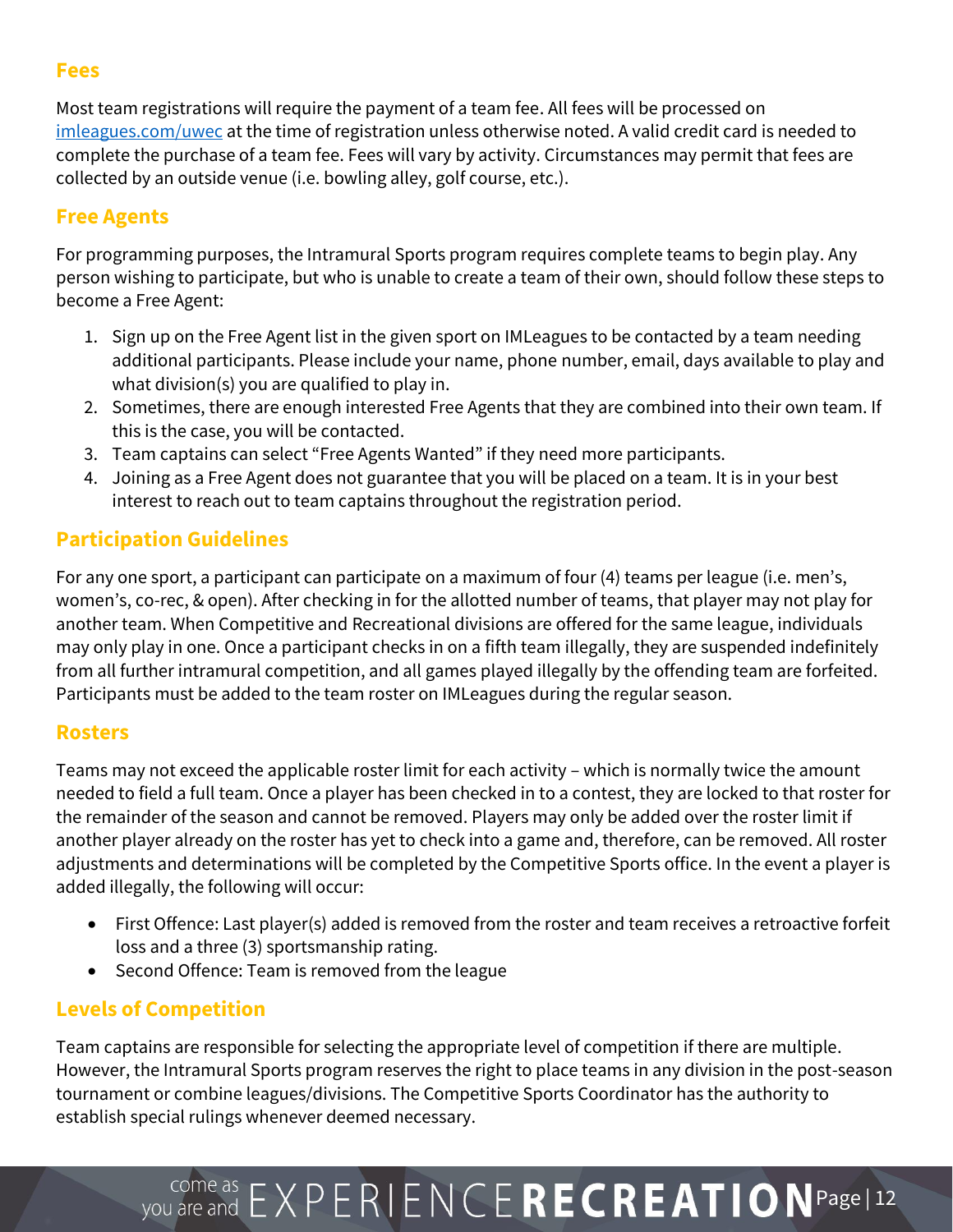## Fees

Most team registrations will require the payment of a team fee. All fees will be processed on [imleagues.com/uwec](imleagues.com/uwec) at the time of registration unless otherwise noted. A valid credit card is needed to complete the purchase of a team fee. Fees will vary by activity. Circumstances may permit that fees are collected by an outside venue (i.e. bowling alley, golf course, etc.).

## Free Agents

For programming purposes, the Intramural Sports program requires complete teams to begin play. Any person wishing to participate, but who is unable to create a team of their own, should follow these steps to become a Free Agent:

1. Sign up on the Free Agent list in the given sport on IMLeagues to be contacted by a team needing additional participants. Please include your name, phone number, email, days available to play and what division(s) you are qualified to play in.
2. Sometimes, there are enough interested Free Agents that they are combined into their own team. If this is the case, you will be contacted.
3. Team captains can select "Free Agents Wanted" if they need more participants.
4. Joining as a Free Agent does not guarantee that you will be placed on a team. It is in your best interest to reach out to team captains throughout the registration period.

## Participation Guidelines

For any one sport, a participant can participate on a maximum of four (4) teams per league (i.e. men's, women's, co-rec, & open). After checking in for the allotted number of teams, that player may not play for another team. When Competitive and Recreational divisions are offered for the same league, individuals may only play in one. Once a participant checks in on a fifth team illegally, they are suspended indefinitely from all further intramural competition, and all games played illegally by the offending team are forfeited. Participants must be added to the team roster on IMLeagues during the regular season.

## Rosters

Teams may not exceed the applicable roster limit for each activity – which is normally twice the amount needed to field a full team. Once a player has been checked in to a contest, they are locked to that roster for the remainder of the season and cannot be removed. Players may only be added over the roster limit if another player already on the roster has yet to check into a game and, therefore, can be removed. All roster adjustments and determinations will be completed by the Competitive Sports office. In the event a player is added illegally, the following will occur:

- First Offence: Last player(s) added is removed from the roster and team receives a retroactive forfeit loss and a three (3) sportsmanship rating.
- Second Offence: Team is removed from the league

## Levels of Competition

Team captains are responsible for selecting the appropriate level of competition if there are multiple. However, the Intramural Sports program reserves the right to place teams in any division in the post-season tournament or combine leagues/divisions. The Competitive Sports Coordinator has the authority to establish special rulings whenever deemed necessary.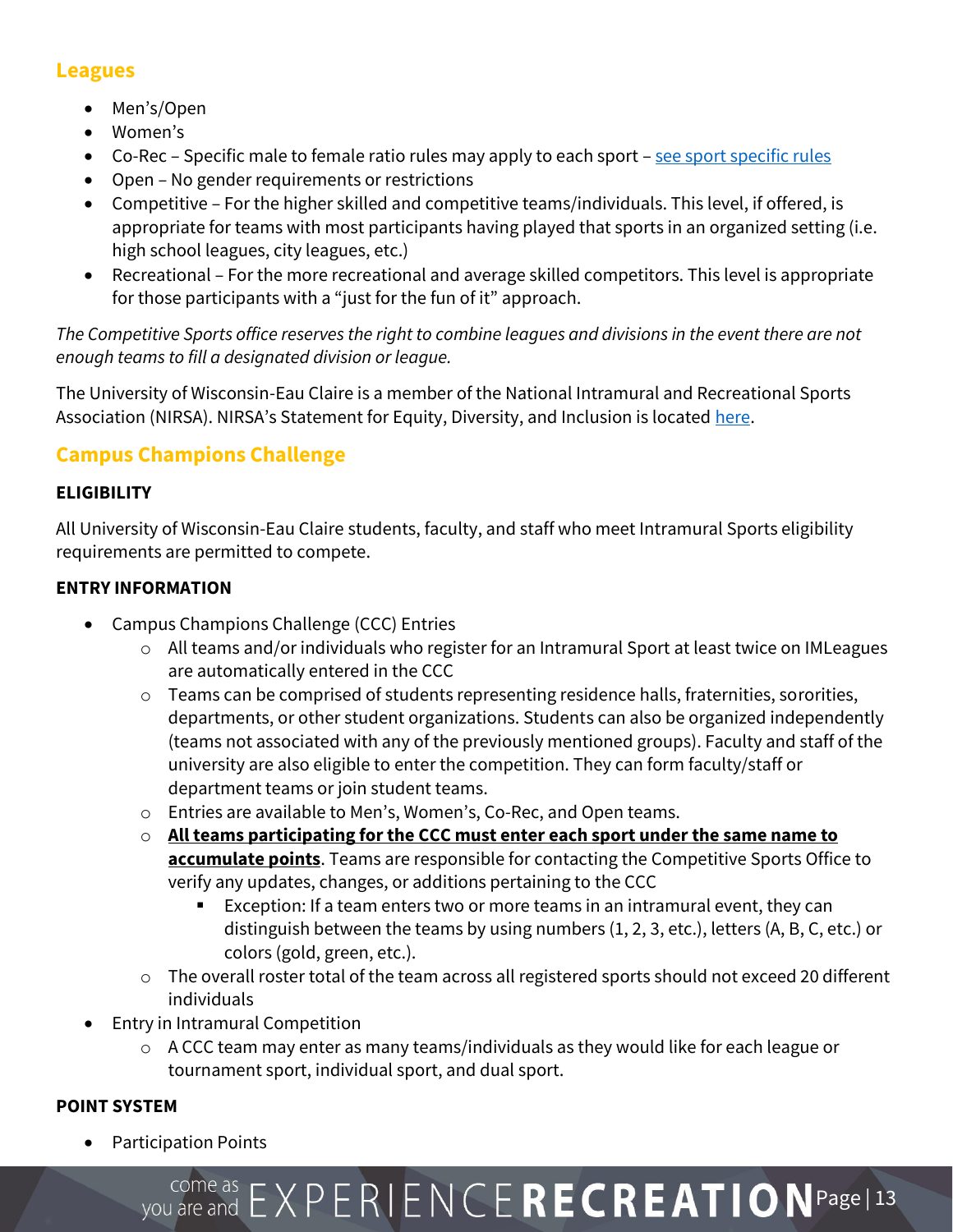## Leagues

- Men's/Open
- Women's
- Co-Rec – Specific male to female ratio rules may apply to each sport – [see sport specific rules]
- Open – No gender requirements or restrictions
- Competitive – For the higher skilled and competitive teams/individuals. This level, if offered, is appropriate for teams with most participants having played that sports in an organized setting (i.e. high school leagues, city leagues, etc.)
- Recreational – For the more recreational and average skilled competitors. This level is appropriate for those participants with a "just for the fun of it" approach.

*The Competitive Sports office reserves the right to combine leagues and divisions in the event there are not enough teams to fill a designated division or league.*

The University of Wisconsin-Eau Claire is a member of the National Intramural and Recreational Sports Association (NIRSA). NIRSA's Statement for Equity, Diversity, and Inclusion is located here.

## Campus Champions Challenge

### ELIGIBILITY

All University of Wisconsin-Eau Claire students, faculty, and staff who meet Intramural Sports eligibility requirements are permitted to compete.

### ENTRY INFORMATION

- Campus Champions Challenge (CCC) Entries
  - All teams and/or individuals who register for an Intramural Sport at least twice on IMLeagues are automatically entered in the CCC
  - Teams can be comprised of students representing residence halls, fraternities, sororities, departments, or other student organizations. Students can also be organized independently (teams not associated with any of the previously mentioned groups). Faculty and staff of the university are also eligible to enter the competition. They can form faculty/staff or department teams or join student teams.
  - Entries are available to Men's, Women's, Co-Rec, and Open teams.
  - **<u>All teams participating for the CCC must enter each sport under the same name to accumulate points</u>**. Teams are responsible for contacting the Competitive Sports Office to verify any updates, changes, or additions pertaining to the CCC
    - Exception: If a team enters two or more teams in an intramural event, they can distinguish between the teams by using numbers (1, 2, 3, etc.), letters (A, B, C, etc.) or colors (gold, green, etc.).
  - The overall roster total of the team across all registered sports should not exceed 20 different individuals
- Entry in Intramural Competition
  - A CCC team may enter as many teams/individuals as they would like for each league or tournament sport, individual sport, and dual sport.

### POINT SYSTEM

- Participation Points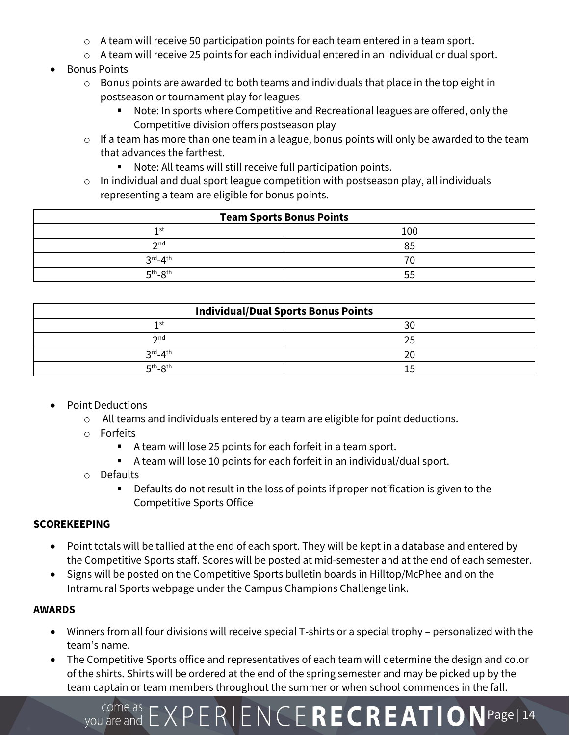- A team will receive 50 participation points for each team entered in a team sport.
  - A team will receive 25 points for each individual entered in an individual or dual sport.
- Bonus Points
  - Bonus points are awarded to both teams and individuals that place in the top eight in postseason or tournament play for leagues
    - Note: In sports where Competitive and Recreational leagues are offered, only the Competitive division offers postseason play
  - If a team has more than one team in a league, bonus points will only be awarded to the team that advances the farthest.
    - Note: All teams will still receive full participation points.
  - In individual and dual sport league competition with postseason play, all individuals representing a team are eligible for bonus points.

| **Team Sports Bonus Points** | |
|---|---|
| 1st | 100 |
| 2nd | 85 |
| 3rd-4th | 70 |
| 5th-8th | 55 |

| **Individual/Dual Sports Bonus Points** | |
|---|---|
| 1st | 30 |
| 2nd | 25 |
| 3rd-4th | 20 |
| 5th-8th | 15 |

- Point Deductions
  - All teams and individuals entered by a team are eligible for point deductions.
  - Forfeits
    - A team will lose 25 points for each forfeit in a team sport.
    - A team will lose 10 points for each forfeit in an individual/dual sport.
  - Defaults
    - Defaults do not result in the loss of points if proper notification is given to the Competitive Sports Office

**SCOREKEEPING**

- Point totals will be tallied at the end of each sport. They will be kept in a database and entered by the Competitive Sports staff. Scores will be posted at mid-semester and at the end of each semester.
- Signs will be posted on the Competitive Sports bulletin boards in Hilltop/McPhee and on the Intramural Sports webpage under the Campus Champions Challenge link.

**AWARDS**

- Winners from all four divisions will receive special T-shirts or a special trophy – personalized with the team's name.
- The Competitive Sports office and representatives of each team will determine the design and color of the shirts. Shirts will be ordered at the end of the spring semester and may be picked up by the team captain or team members throughout the summer or when school commences in the fall.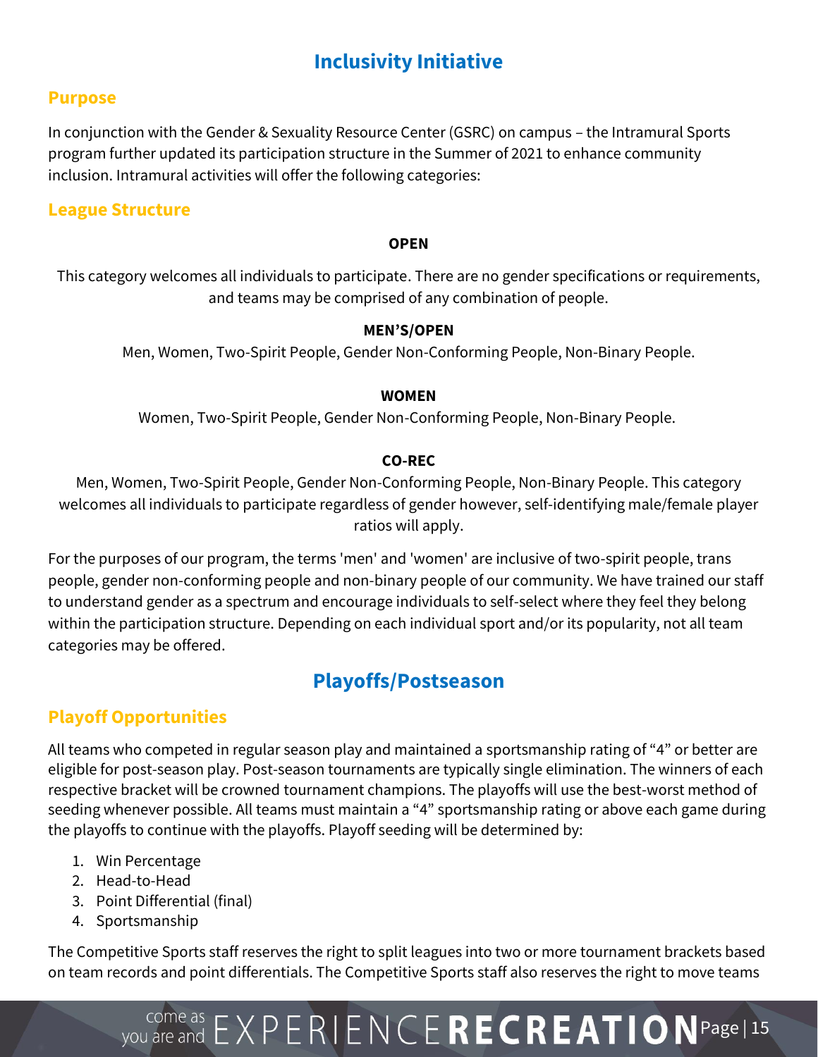## Inclusivity Initiative

### Purpose

In conjunction with the Gender & Sexuality Resource Center (GSRC) on campus – the Intramural Sports program further updated its participation structure in the Summer of 2021 to enhance community inclusion. Intramural activities will offer the following categories:

### League Structure

**OPEN**

This category welcomes all individuals to participate. There are no gender specifications or requirements, and teams may be comprised of any combination of people.

**MEN'S/OPEN**

Men, Women, Two-Spirit People, Gender Non-Conforming People, Non-Binary People.

**WOMEN**

Women, Two-Spirit People, Gender Non-Conforming People, Non-Binary People.

**CO-REC**

Men, Women, Two-Spirit People, Gender Non-Conforming People, Non-Binary People. This category welcomes all individuals to participate regardless of gender however, self-identifying male/female player ratios will apply.

For the purposes of our program, the terms 'men' and 'women' are inclusive of two-spirit people, trans people, gender non-conforming people and non-binary people of our community. We have trained our staff to understand gender as a spectrum and encourage individuals to self-select where they feel they belong within the participation structure. Depending on each individual sport and/or its popularity, not all team categories may be offered.

## Playoffs/Postseason

### Playoff Opportunities

All teams who competed in regular season play and maintained a sportsmanship rating of "4" or better are eligible for post-season play. Post-season tournaments are typically single elimination. The winners of each respective bracket will be crowned tournament champions. The playoffs will use the best-worst method of seeding whenever possible. All teams must maintain a "4" sportsmanship rating or above each game during the playoffs to continue with the playoffs. Playoff seeding will be determined by:

1. Win Percentage
2. Head-to-Head
3. Point Differential (final)
4. Sportsmanship

The Competitive Sports staff reserves the right to split leagues into two or more tournament brackets based on team records and point differentials. The Competitive Sports staff also reserves the right to move teams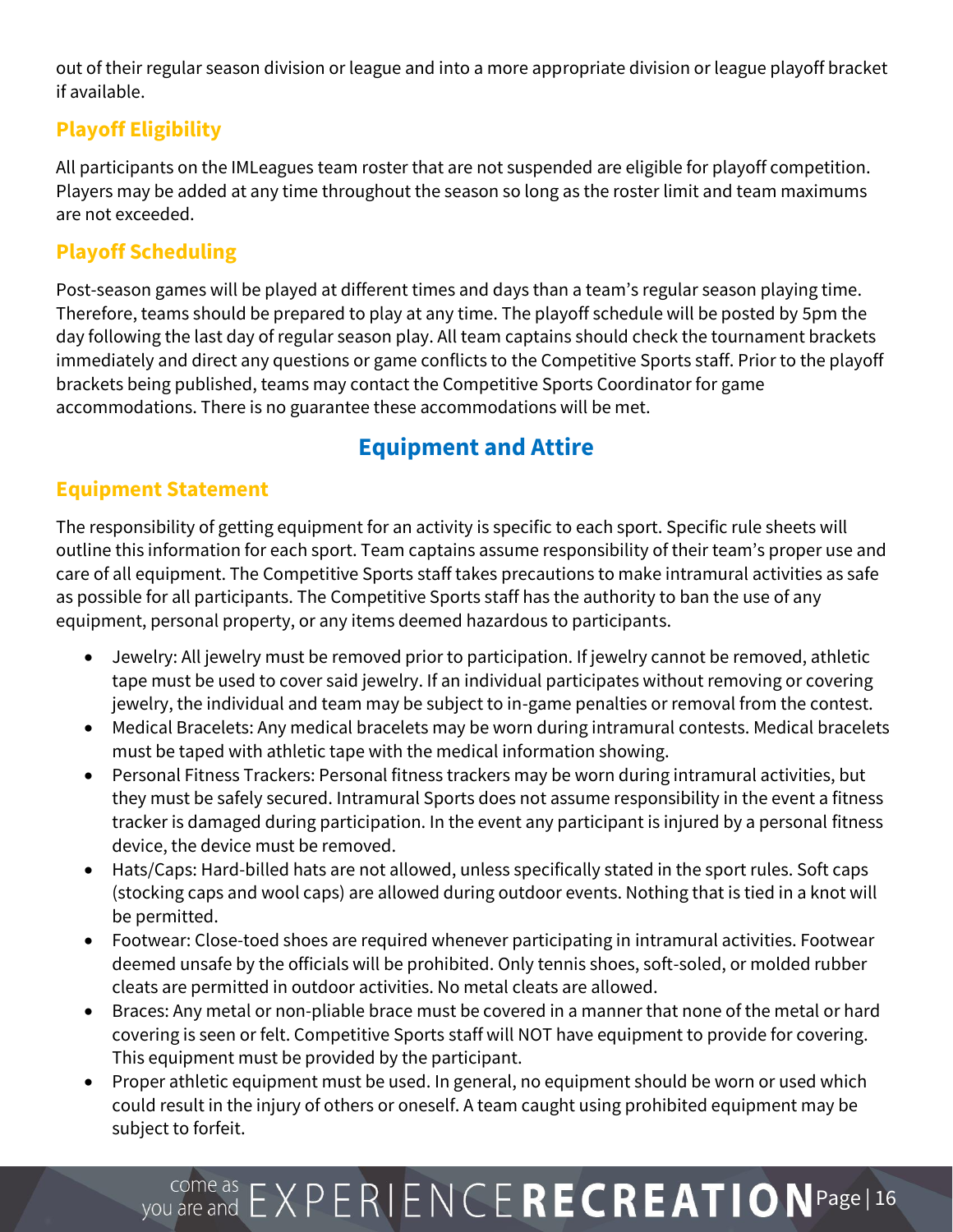out of their regular season division or league and into a more appropriate division or league playoff bracket if available.

### Playoff Eligibility

All participants on the IMLeagues team roster that are not suspended are eligible for playoff competition. Players may be added at any time throughout the season so long as the roster limit and team maximums are not exceeded.

### Playoff Scheduling

Post-season games will be played at different times and days than a team's regular season playing time. Therefore, teams should be prepared to play at any time. The playoff schedule will be posted by 5pm the day following the last day of regular season play. All team captains should check the tournament brackets immediately and direct any questions or game conflicts to the Competitive Sports staff. Prior to the playoff brackets being published, teams may contact the Competitive Sports Coordinator for game accommodations. There is no guarantee these accommodations will be met.

## Equipment and Attire

### Equipment Statement

The responsibility of getting equipment for an activity is specific to each sport. Specific rule sheets will outline this information for each sport. Team captains assume responsibility of their team's proper use and care of all equipment. The Competitive Sports staff takes precautions to make intramural activities as safe as possible for all participants. The Competitive Sports staff has the authority to ban the use of any equipment, personal property, or any items deemed hazardous to participants.

- Jewelry: All jewelry must be removed prior to participation. If jewelry cannot be removed, athletic tape must be used to cover said jewelry. If an individual participates without removing or covering jewelry, the individual and team may be subject to in-game penalties or removal from the contest.
- Medical Bracelets: Any medical bracelets may be worn during intramural contests. Medical bracelets must be taped with athletic tape with the medical information showing.
- Personal Fitness Trackers: Personal fitness trackers may be worn during intramural activities, but they must be safely secured. Intramural Sports does not assume responsibility in the event a fitness tracker is damaged during participation. In the event any participant is injured by a personal fitness device, the device must be removed.
- Hats/Caps: Hard-billed hats are not allowed, unless specifically stated in the sport rules. Soft caps (stocking caps and wool caps) are allowed during outdoor events. Nothing that is tied in a knot will be permitted.
- Footwear: Close-toed shoes are required whenever participating in intramural activities. Footwear deemed unsafe by the officials will be prohibited. Only tennis shoes, soft-soled, or molded rubber cleats are permitted in outdoor activities. No metal cleats are allowed.
- Braces: Any metal or non-pliable brace must be covered in a manner that none of the metal or hard covering is seen or felt. Competitive Sports staff will NOT have equipment to provide for covering. This equipment must be provided by the participant.
- Proper athletic equipment must be used. In general, no equipment should be worn or used which could result in the injury of others or oneself. A team caught using prohibited equipment may be subject to forfeit.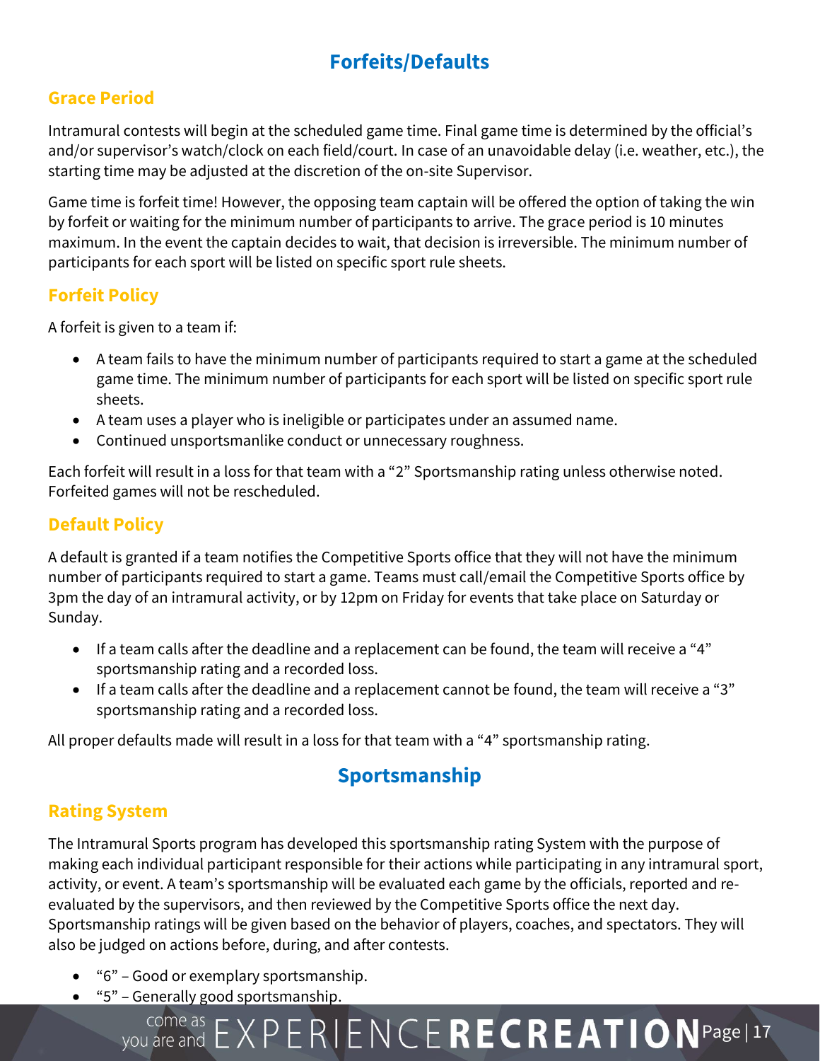# Forfeits/Defaults

## Grace Period

Intramural contests will begin at the scheduled game time. Final game time is determined by the official's and/or supervisor's watch/clock on each field/court. In case of an unavoidable delay (i.e. weather, etc.), the starting time may be adjusted at the discretion of the on-site Supervisor.

Game time is forfeit time! However, the opposing team captain will be offered the option of taking the win by forfeit or waiting for the minimum number of participants to arrive. The grace period is 10 minutes maximum. In the event the captain decides to wait, that decision is irreversible. The minimum number of participants for each sport will be listed on specific sport rule sheets.

## Forfeit Policy

A forfeit is given to a team if:

- A team fails to have the minimum number of participants required to start a game at the scheduled game time. The minimum number of participants for each sport will be listed on specific sport rule sheets.
- A team uses a player who is ineligible or participates under an assumed name.
- Continued unsportsmanlike conduct or unnecessary roughness.

Each forfeit will result in a loss for that team with a "2" Sportsmanship rating unless otherwise noted. Forfeited games will not be rescheduled.

## Default Policy

A default is granted if a team notifies the Competitive Sports office that they will not have the minimum number of participants required to start a game. Teams must call/email the Competitive Sports office by 3pm the day of an intramural activity, or by 12pm on Friday for events that take place on Saturday or Sunday.

- If a team calls after the deadline and a replacement can be found, the team will receive a "4" sportsmanship rating and a recorded loss.
- If a team calls after the deadline and a replacement cannot be found, the team will receive a "3" sportsmanship rating and a recorded loss.

All proper defaults made will result in a loss for that team with a "4" sportsmanship rating.

# Sportsmanship

## Rating System

The Intramural Sports program has developed this sportsmanship rating System with the purpose of making each individual participant responsible for their actions while participating in any intramural sport, activity, or event. A team's sportsmanship will be evaluated each game by the officials, reported and re-evaluated by the supervisors, and then reviewed by the Competitive Sports office the next day. Sportsmanship ratings will be given based on the behavior of players, coaches, and spectators. They will also be judged on actions before, during, and after contests.

- "6" – Good or exemplary sportsmanship.
- "5" – Generally good sportsmanship.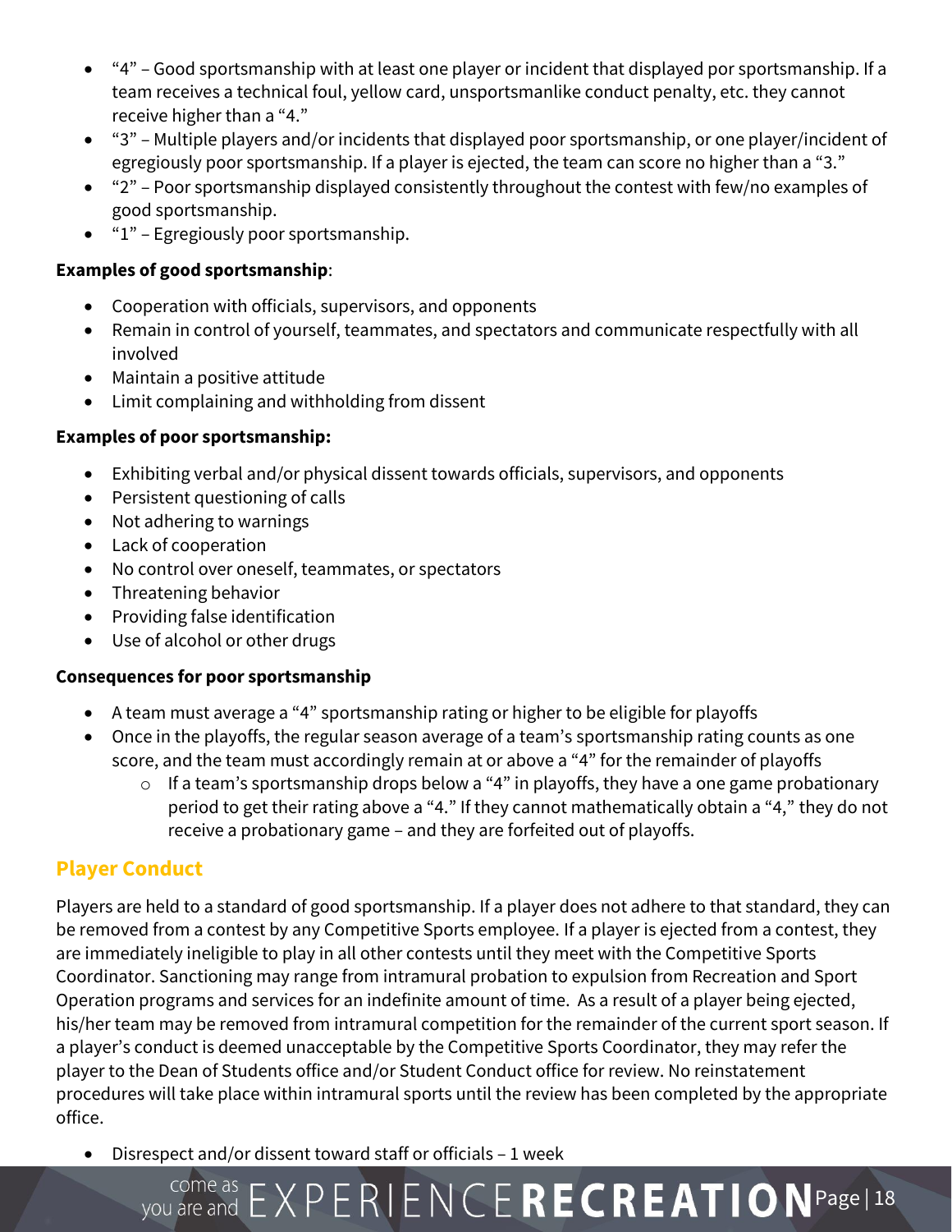- "4" – Good sportsmanship with at least one player or incident that displayed por sportsmanship. If a team receives a technical foul, yellow card, unsportsmanlike conduct penalty, etc. they cannot receive higher than a "4."
- "3" – Multiple players and/or incidents that displayed poor sportsmanship, or one player/incident of egregiously poor sportsmanship. If a player is ejected, the team can score no higher than a "3."
- "2" – Poor sportsmanship displayed consistently throughout the contest with few/no examples of good sportsmanship.
- "1" – Egregiously poor sportsmanship.

**Examples of good sportsmanship**:

- Cooperation with officials, supervisors, and opponents
- Remain in control of yourself, teammates, and spectators and communicate respectfully with all involved
- Maintain a positive attitude
- Limit complaining and withholding from dissent

**Examples of poor sportsmanship:**

- Exhibiting verbal and/or physical dissent towards officials, supervisors, and opponents
- Persistent questioning of calls
- Not adhering to warnings
- Lack of cooperation
- No control over oneself, teammates, or spectators
- Threatening behavior
- Providing false identification
- Use of alcohol or other drugs

**Consequences for poor sportsmanship**

- A team must average a "4" sportsmanship rating or higher to be eligible for playoffs
- Once in the playoffs, the regular season average of a team's sportsmanship rating counts as one score, and the team must accordingly remain at or above a "4" for the remainder of playoffs
  - If a team's sportsmanship drops below a "4" in playoffs, they have a one game probationary period to get their rating above a "4." If they cannot mathematically obtain a "4," they do not receive a probationary game – and they are forfeited out of playoffs.

## Player Conduct

Players are held to a standard of good sportsmanship. If a player does not adhere to that standard, they can be removed from a contest by any Competitive Sports employee. If a player is ejected from a contest, they are immediately ineligible to play in all other contests until they meet with the Competitive Sports Coordinator. Sanctioning may range from intramural probation to expulsion from Recreation and Sport Operation programs and services for an indefinite amount of time. As a result of a player being ejected, his/her team may be removed from intramural competition for the remainder of the current sport season. If a player's conduct is deemed unacceptable by the Competitive Sports Coordinator, they may refer the player to the Dean of Students office and/or Student Conduct office for review. No reinstatement procedures will take place within intramural sports until the review has been completed by the appropriate office.

- Disrespect and/or dissent toward staff or officials – 1 week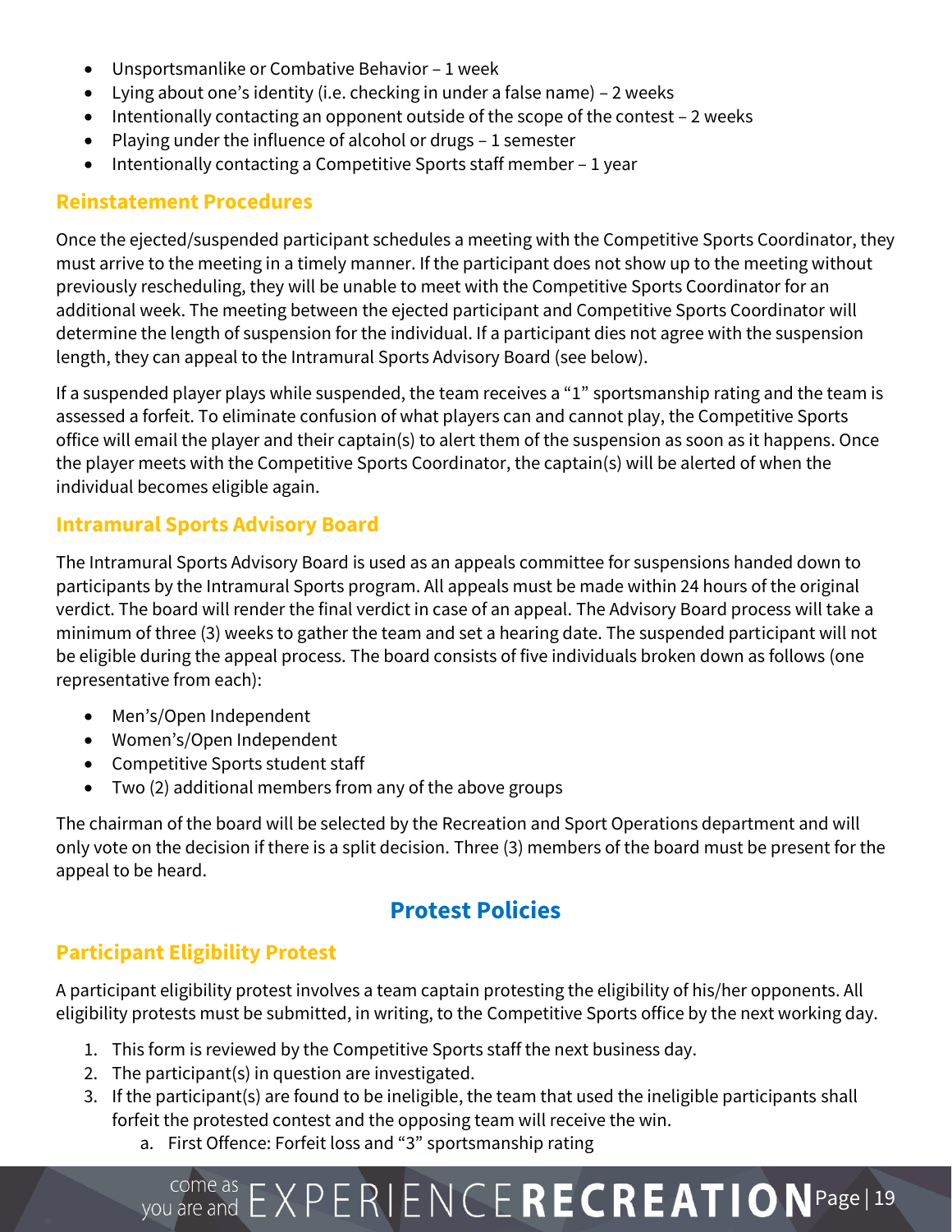- Unsportsmanlike or Combative Behavior – 1 week
- Lying about one's identity (i.e. checking in under a false name) – 2 weeks
- Intentionally contacting an opponent outside of the scope of the contest – 2 weeks
- Playing under the influence of alcohol or drugs – 1 semester
- Intentionally contacting a Competitive Sports staff member – 1 year

### Reinstatement Procedures

Once the ejected/suspended participant schedules a meeting with the Competitive Sports Coordinator, they must arrive to the meeting in a timely manner. If the participant does not show up to the meeting without previously rescheduling, they will be unable to meet with the Competitive Sports Coordinator for an additional week. The meeting between the ejected participant and Competitive Sports Coordinator will determine the length of suspension for the individual. If a participant dies not agree with the suspension length, they can appeal to the Intramural Sports Advisory Board (see below).

If a suspended player plays while suspended, the team receives a "1" sportsmanship rating and the team is assessed a forfeit. To eliminate confusion of what players can and cannot play, the Competitive Sports office will email the player and their captain(s) to alert them of the suspension as soon as it happens. Once the player meets with the Competitive Sports Coordinator, the captain(s) will be alerted of when the individual becomes eligible again.

### Intramural Sports Advisory Board

The Intramural Sports Advisory Board is used as an appeals committee for suspensions handed down to participants by the Intramural Sports program. All appeals must be made within 24 hours of the original verdict. The board will render the final verdict in case of an appeal. The Advisory Board process will take a minimum of three (3) weeks to gather the team and set a hearing date. The suspended participant will not be eligible during the appeal process. The board consists of five individuals broken down as follows (one representative from each):

- Men's/Open Independent
- Women's/Open Independent
- Competitive Sports student staff
- Two (2) additional members from any of the above groups

The chairman of the board will be selected by the Recreation and Sport Operations department and will only vote on the decision if there is a split decision. Three (3) members of the board must be present for the appeal to be heard.

## Protest Policies

### Participant Eligibility Protest

A participant eligibility protest involves a team captain protesting the eligibility of his/her opponents. All eligibility protests must be submitted, in writing, to the Competitive Sports office by the next working day.

1. This form is reviewed by the Competitive Sports staff the next business day.
2. The participant(s) in question are investigated.
3. If the participant(s) are found to be ineligible, the team that used the ineligible participants shall forfeit the protested contest and the opposing team will receive the win.
    a. First Offence: Forfeit loss and "3" sportsmanship rating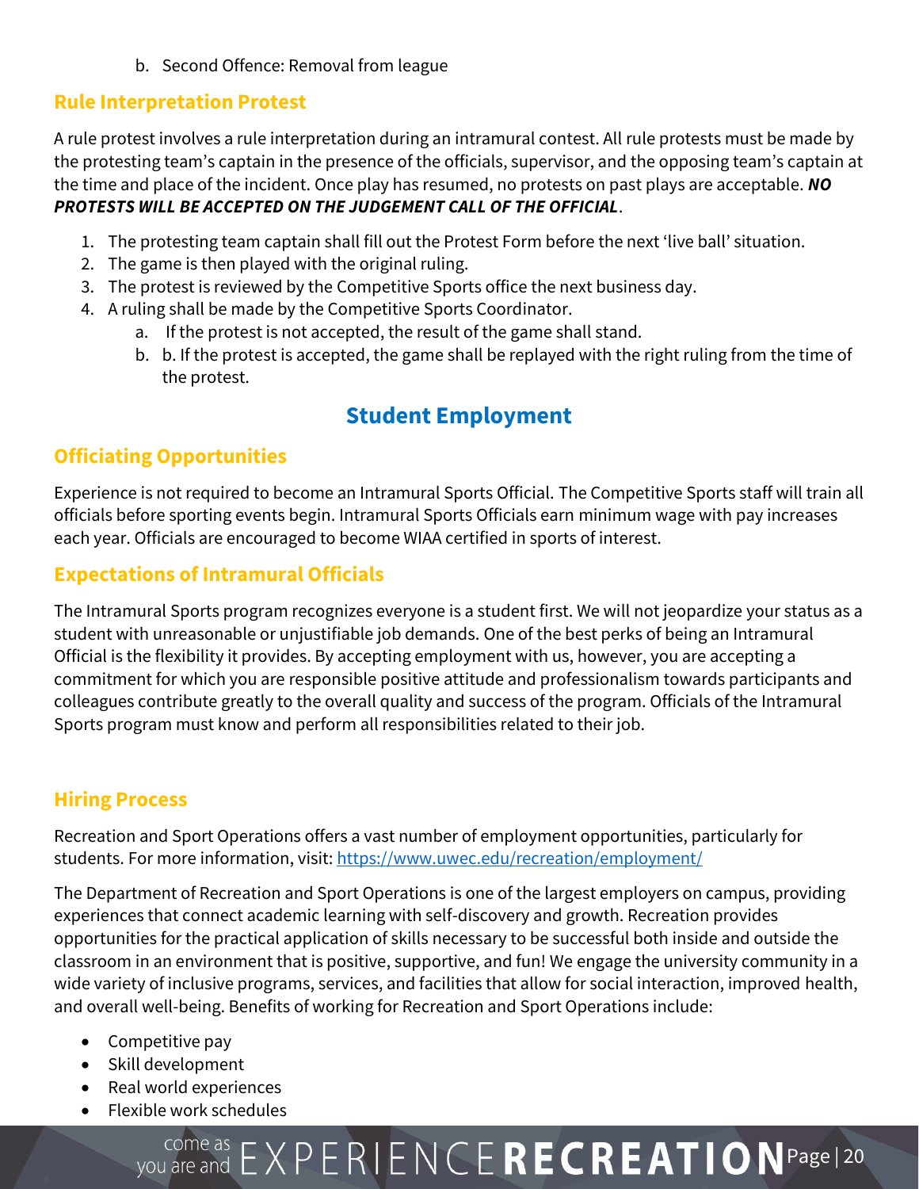b. Second Offence: Removal from league

### Rule Interpretation Protest

A rule protest involves a rule interpretation during an intramural contest. All rule protests must be made by the protesting team's captain in the presence of the officials, supervisor, and the opposing team's captain at the time and place of the incident. Once play has resumed, no protests on past plays are acceptable. ***NO PROTESTS WILL BE ACCEPTED ON THE JUDGEMENT CALL OF THE OFFICIAL***.

1. The protesting team captain shall fill out the Protest Form before the next 'live ball' situation.
2. The game is then played with the original ruling.
3. The protest is reviewed by the Competitive Sports office the next business day.
4. A ruling shall be made by the Competitive Sports Coordinator.
   a. If the protest is not accepted, the result of the game shall stand.
   b. b. If the protest is accepted, the game shall be replayed with the right ruling from the time of the protest.

## Student Employment

### Officiating Opportunities

Experience is not required to become an Intramural Sports Official. The Competitive Sports staff will train all officials before sporting events begin. Intramural Sports Officials earn minimum wage with pay increases each year. Officials are encouraged to become WIAA certified in sports of interest.

### Expectations of Intramural Officials

The Intramural Sports program recognizes everyone is a student first. We will not jeopardize your status as a student with unreasonable or unjustifiable job demands. One of the best perks of being an Intramural Official is the flexibility it provides. By accepting employment with us, however, you are accepting a commitment for which you are responsible positive attitude and professionalism towards participants and colleagues contribute greatly to the overall quality and success of the program. Officials of the Intramural Sports program must know and perform all responsibilities related to their job.

### Hiring Process

Recreation and Sport Operations offers a vast number of employment opportunities, particularly for students. For more information, visit: [https://www.uwec.edu/recreation/employment/](https://www.uwec.edu/recreation/employment/)

The Department of Recreation and Sport Operations is one of the largest employers on campus, providing experiences that connect academic learning with self-discovery and growth. Recreation provides opportunities for the practical application of skills necessary to be successful both inside and outside the classroom in an environment that is positive, supportive, and fun! We engage the university community in a wide variety of inclusive programs, services, and facilities that allow for social interaction, improved health, and overall well-being. Benefits of working for Recreation and Sport Operations include:

- Competitive pay
- Skill development
- Real world experiences
- Flexible work schedules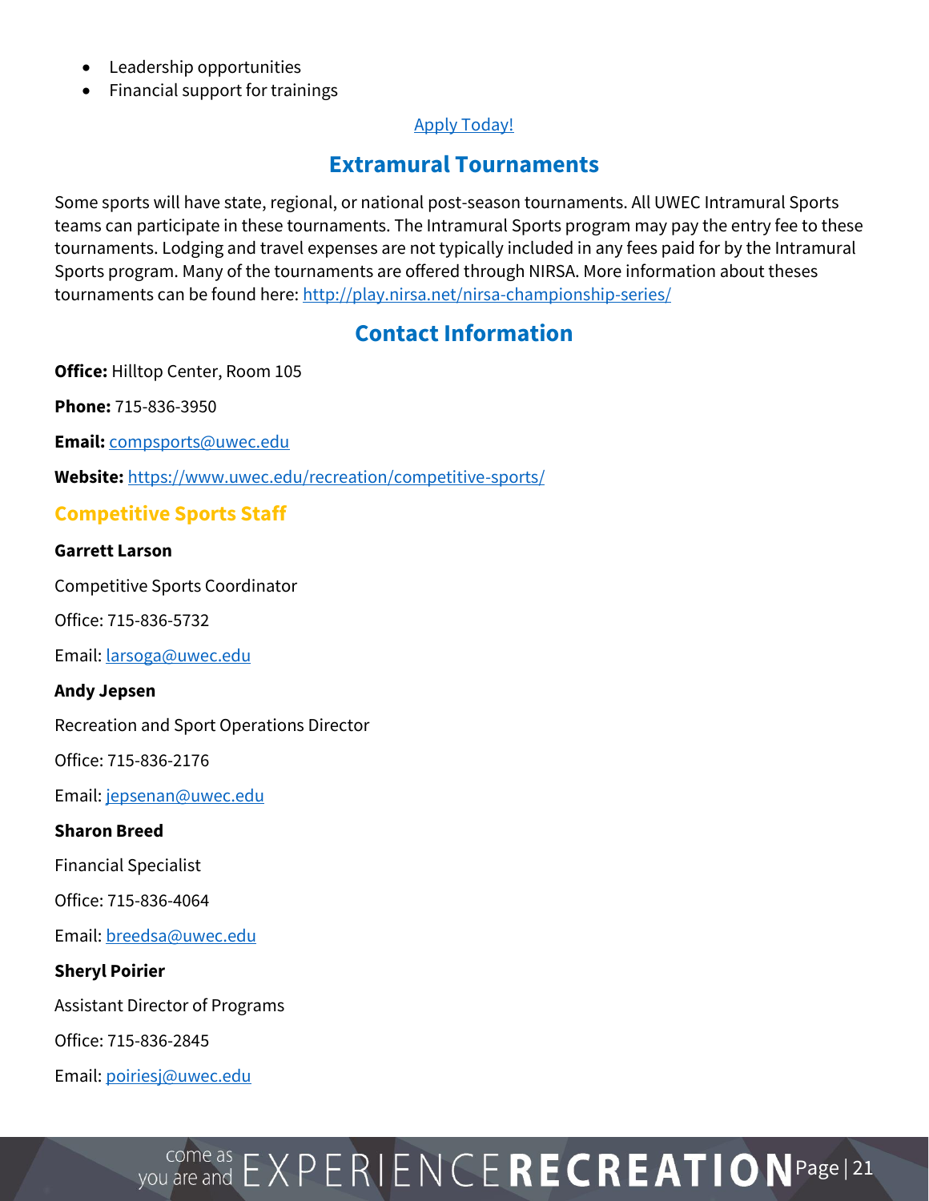- Leadership opportunities
- Financial support for trainings

[Apply Today!]

## Extramural Tournaments

Some sports will have state, regional, or national post-season tournaments. All UWEC Intramural Sports teams can participate in these tournaments. The Intramural Sports program may pay the entry fee to these tournaments. Lodging and travel expenses are not typically included in any fees paid for by the Intramural Sports program. Many of the tournaments are offered through NIRSA. More information about theses tournaments can be found here: http://play.nirsa.net/nirsa-championship-series/

## Contact Information

**Office:** Hilltop Center, Room 105

**Phone:** 715-836-3950

**Email:** compsports@uwec.edu

**Website:** https://www.uwec.edu/recreation/competitive-sports/

### Competitive Sports Staff

**Garrett Larson**

Competitive Sports Coordinator

Office: 715-836-5732

Email: larsoga@uwec.edu

**Andy Jepsen**

Recreation and Sport Operations Director

Office: 715-836-2176

Email: jepsenan@uwec.edu

**Sharon Breed**

Financial Specialist

Office: 715-836-4064

Email: breedsa@uwec.edu

**Sheryl Poirier**

Assistant Director of Programs

Office: 715-836-2845

Email: poiriesj@uwec.edu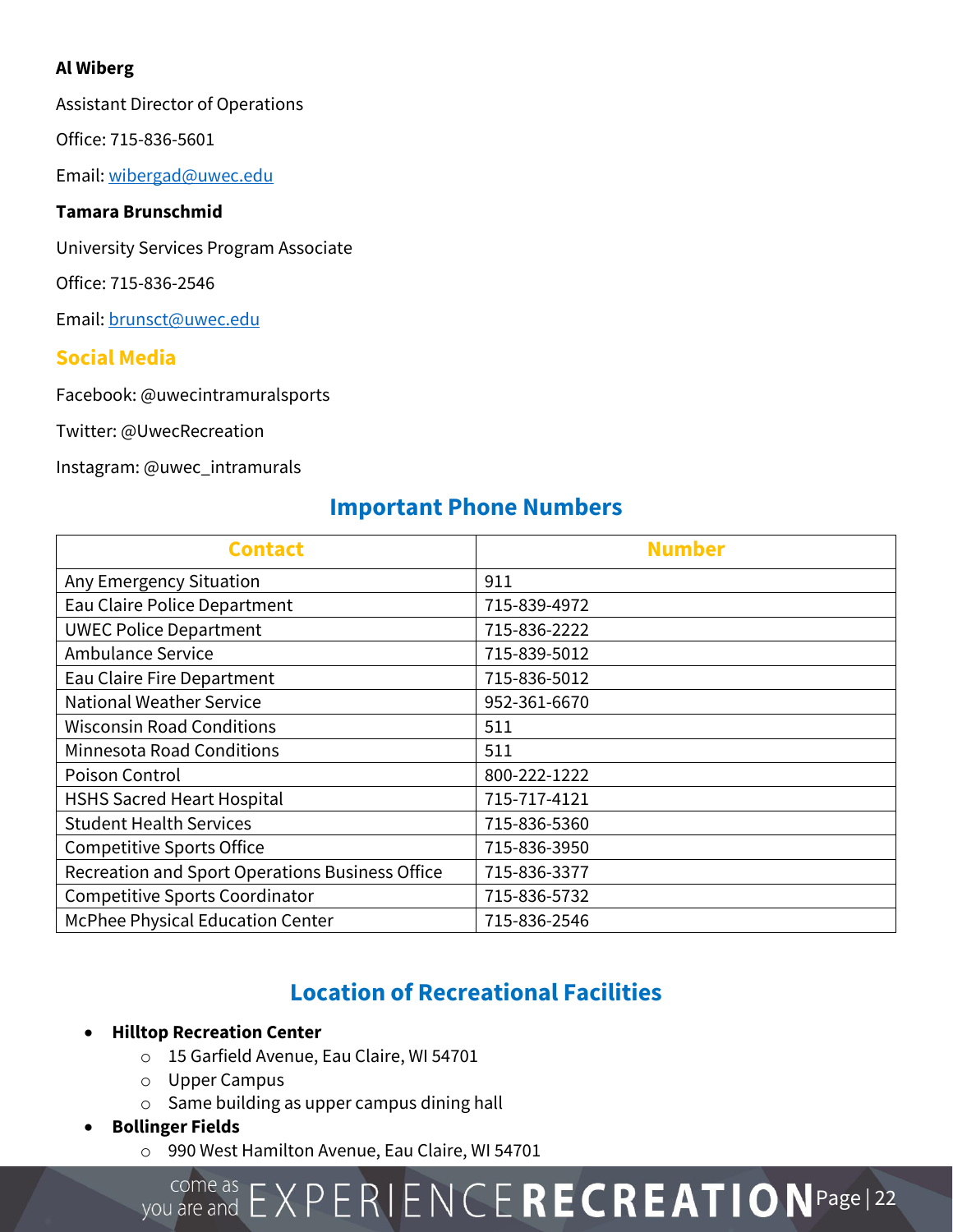**Al Wiberg**

Assistant Director of Operations

Office: 715-836-5601

Email: [wibergad@uwec.edu](mailto:wibergad@uwec.edu)

**Tamara Brunschmid**

University Services Program Associate

Office: 715-836-2546

Email: [brunsct@uwec.edu](mailto:brunsct@uwec.edu)

## Social Media

Facebook: @uwecintramuralsports

Twitter: @UwecRecreation

Instagram: @uwec_intramurals

## Important Phone Numbers

| Contact | Number |
|---|---|
| Any Emergency Situation | 911 |
| Eau Claire Police Department | 715-839-4972 |
| UWEC Police Department | 715-836-2222 |
| Ambulance Service | 715-839-5012 |
| Eau Claire Fire Department | 715-836-5012 |
| National Weather Service | 952-361-6670 |
| Wisconsin Road Conditions | 511 |
| Minnesota Road Conditions | 511 |
| Poison Control | 800-222-1222 |
| HSHS Sacred Heart Hospital | 715-717-4121 |
| Student Health Services | 715-836-5360 |
| Competitive Sports Office | 715-836-3950 |
| Recreation and Sport Operations Business Office | 715-836-3377 |
| Competitive Sports Coordinator | 715-836-5732 |
| McPhee Physical Education Center | 715-836-2546 |

## Location of Recreational Facilities

- **Hilltop Recreation Center**
  - 15 Garfield Avenue, Eau Claire, WI 54701
  - Upper Campus
  - Same building as upper campus dining hall
- **Bollinger Fields**
  - 990 West Hamilton Avenue, Eau Claire, WI 54701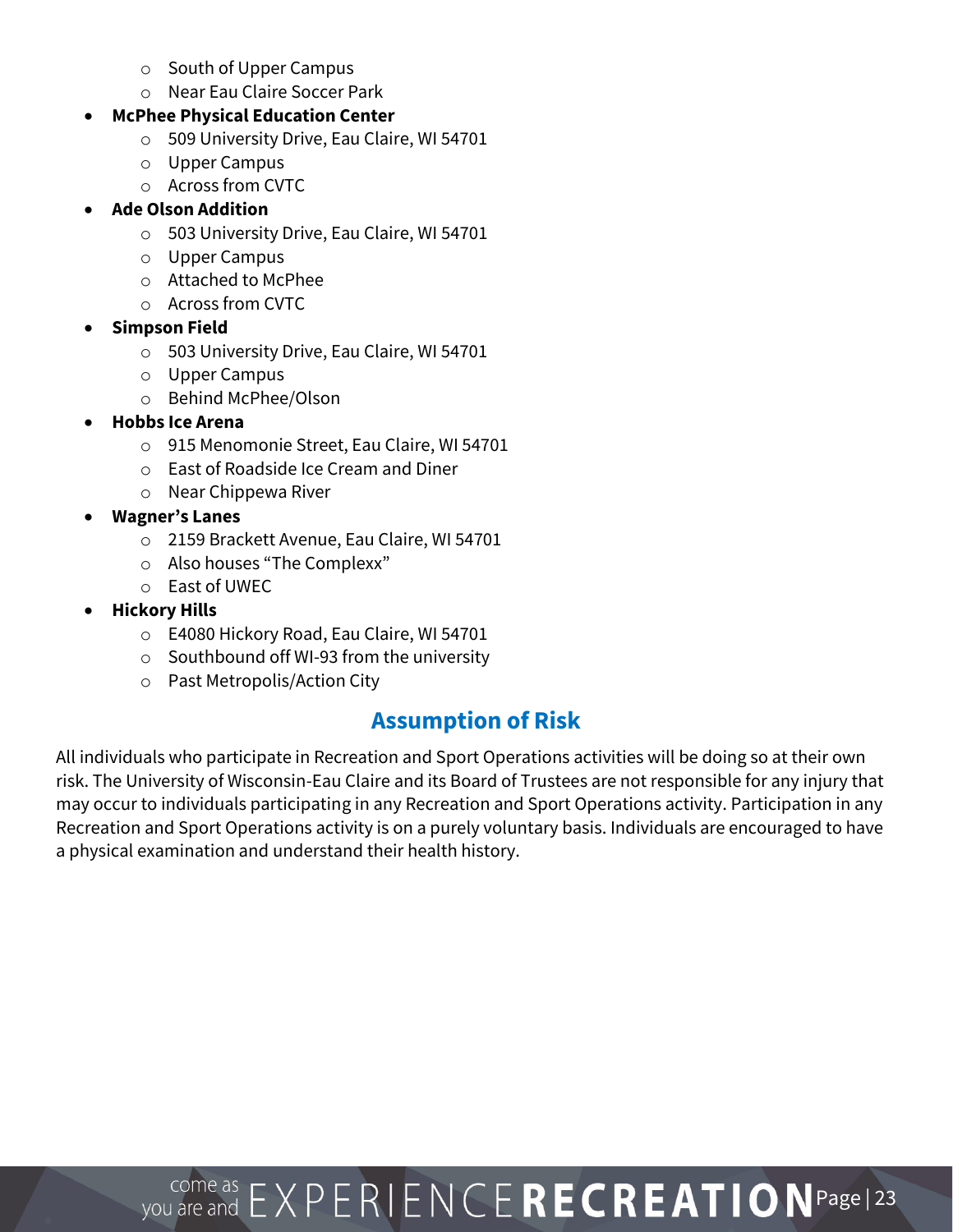- South of Upper Campus
  - Near Eau Claire Soccer Park
- **McPhee Physical Education Center**
  - 509 University Drive, Eau Claire, WI 54701
  - Upper Campus
  - Across from CVTC
- **Ade Olson Addition**
  - 503 University Drive, Eau Claire, WI 54701
  - Upper Campus
  - Attached to McPhee
  - Across from CVTC
- **Simpson Field**
  - 503 University Drive, Eau Claire, WI 54701
  - Upper Campus
  - Behind McPhee/Olson
- **Hobbs Ice Arena**
  - 915 Menomonie Street, Eau Claire, WI 54701
  - East of Roadside Ice Cream and Diner
  - Near Chippewa River
- **Wagner's Lanes**
  - 2159 Brackett Avenue, Eau Claire, WI 54701
  - Also houses "The Complexx"
  - East of UWEC
- **Hickory Hills**
  - E4080 Hickory Road, Eau Claire, WI 54701
  - Southbound off WI-93 from the university
  - Past Metropolis/Action City

## Assumption of Risk

All individuals who participate in Recreation and Sport Operations activities will be doing so at their own risk. The University of Wisconsin-Eau Claire and its Board of Trustees are not responsible for any injury that may occur to individuals participating in any Recreation and Sport Operations activity. Participation in any Recreation and Sport Operations activity is on a purely voluntary basis. Individuals are encouraged to have a physical examination and understand their health history.